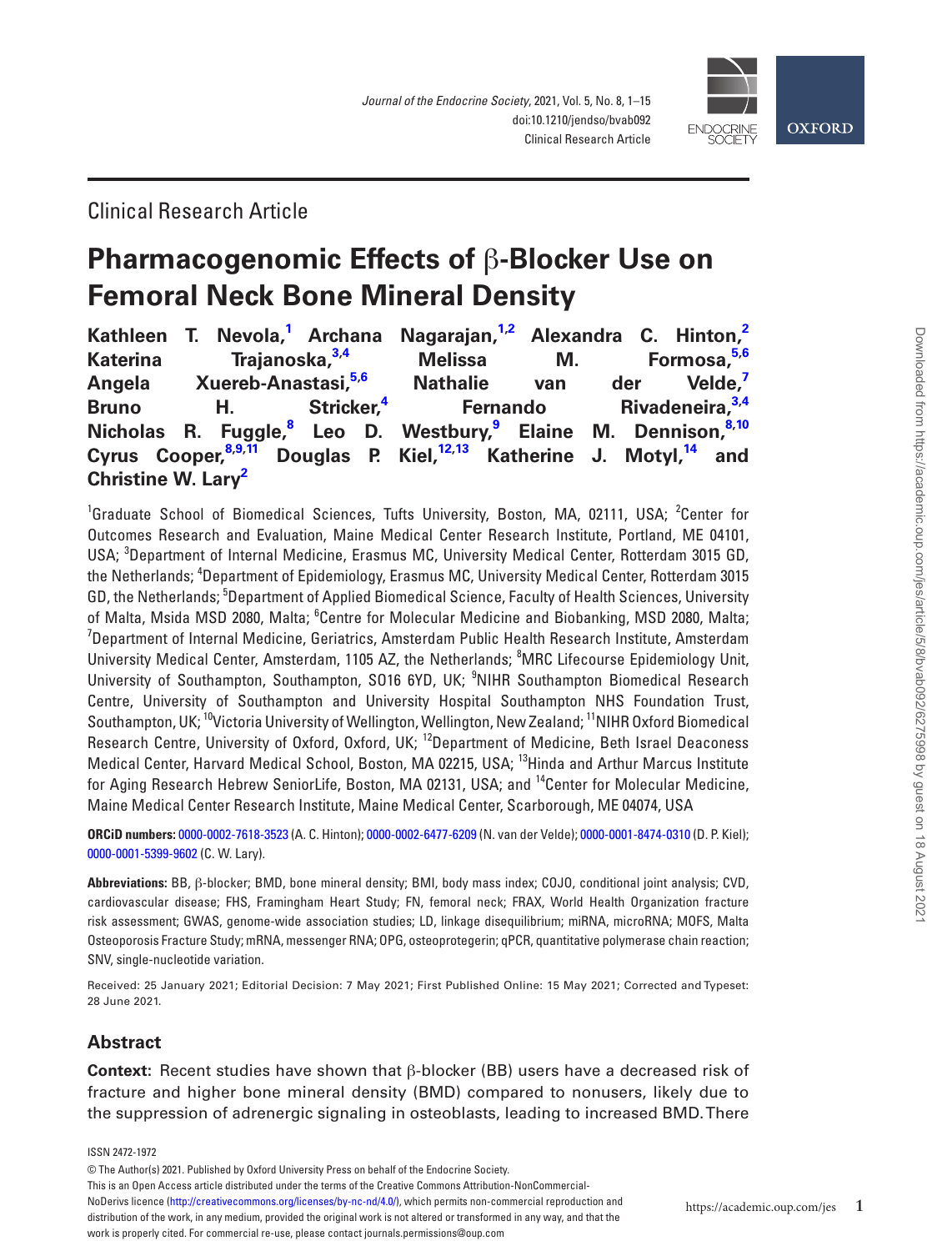Clinical Research Article

# Pharmacogenomic Effects of β-Blocker Use on Femoral Neck Bone Mineral Density

**Kathleen T. Nevola,[1] Archana Nagarajan,[1,2] Alexandra C. Hinton,[2] Katerina Trajanoska,[3,4] Melissa M. Formosa,[5,6] Angela Xuereb-Anastasi,[5,6] Nathalie van der Velde,[7] Bruno H. Stricker,[4] Fernando Rivadeneira,[3,4] Nicholas R. Fuggle,[8] Leo D. Westbury,[9] Elaine M. Dennison,[8,10] Cyrus Cooper,[8,9,11] Douglas P. Kiel,[12,13] Katherine J. Motyl,[14] and Christine W. Lary[2]**

[1]Graduate School of Biomedical Sciences, Tufts University, Boston, MA, 02111, USA; [2]Center for Outcomes Research and Evaluation, Maine Medical Center Research Institute, Portland, ME 04101, USA; [3]Department of Internal Medicine, Erasmus MC, University Medical Center, Rotterdam 3015 GD, the Netherlands; [4]Department of Epidemiology, Erasmus MC, University Medical Center, Rotterdam 3015 GD, the Netherlands; [5]Department of Applied Biomedical Science, Faculty of Health Sciences, University of Malta, Msida MSD 2080, Malta; [6]Centre for Molecular Medicine and Biobanking, MSD 2080, Malta; [7]Department of Internal Medicine, Geriatrics, Amsterdam Public Health Research Institute, Amsterdam University Medical Center, Amsterdam, 1105 AZ, the Netherlands; [8]MRC Lifecourse Epidemiology Unit, University of Southampton, Southampton, SO16 6YD, UK; [9]NIHR Southampton Biomedical Research Centre, University of Southampton and University Hospital Southampton NHS Foundation Trust, Southampton, UK; [10]Victoria University of Wellington, Wellington, New Zealand; [11]NIHR Oxford Biomedical Research Centre, University of Oxford, Oxford, UK; [12]Department of Medicine, Beth Israel Deaconess Medical Center, Harvard Medical School, Boston, MA 02215, USA; [13]Hinda and Arthur Marcus Institute for Aging Research Hebrew SeniorLife, Boston, MA 02131, USA; and [14]Center for Molecular Medicine, Maine Medical Center Research Institute, Maine Medical Center, Scarborough, ME 04074, USA

**ORCiD numbers:** 0000-0002-7618-3523 (A. C. Hinton); 0000-0002-6477-6209 (N. van der Velde); 0000-0001-8474-0310 (D. P. Kiel); 0000-0001-5399-9602 (C. W. Lary).

**Abbreviations:** BB, β-blocker; BMD, bone mineral density; BMI, body mass index; COJO, conditional joint analysis; CVD, cardiovascular disease; FHS, Framingham Heart Study; FN, femoral neck; FRAX, World Health Organization fracture risk assessment; GWAS, genome-wide association studies; LD, linkage disequilibrium; miRNA, microRNA; MOFS, Malta Osteoporosis Fracture Study; mRNA, messenger RNA; OPG, osteoprotegerin; qPCR, quantitative polymerase chain reaction; SNV, single-nucleotide variation.

Received: 25 January 2021; Editorial Decision: 7 May 2021; First Published Online: 15 May 2021; Corrected and Typeset: 28 June 2021.

## Abstract

**Context:** Recent studies have shown that β-blocker (BB) users have a decreased risk of fracture and higher bone mineral density (BMD) compared to nonusers, likely due to the suppression of adrenergic signaling in osteoblasts, leading to increased BMD. There

ISSN 2472-1972

© The Author(s) 2021. Published by Oxford University Press on behalf of the Endocrine Society.
This is an Open Access article distributed under the terms of the Creative Commons Attribution-NonCommercial-NoDerivs licence (http://creativecommons.org/licenses/by-nc-nd/4.0/), which permits non-commercial reproduction and distribution of the work, in any medium, provided the original work is not altered or transformed in any way, and that the work is properly cited. For commercial re-use, please contact journals.permissions@oup.com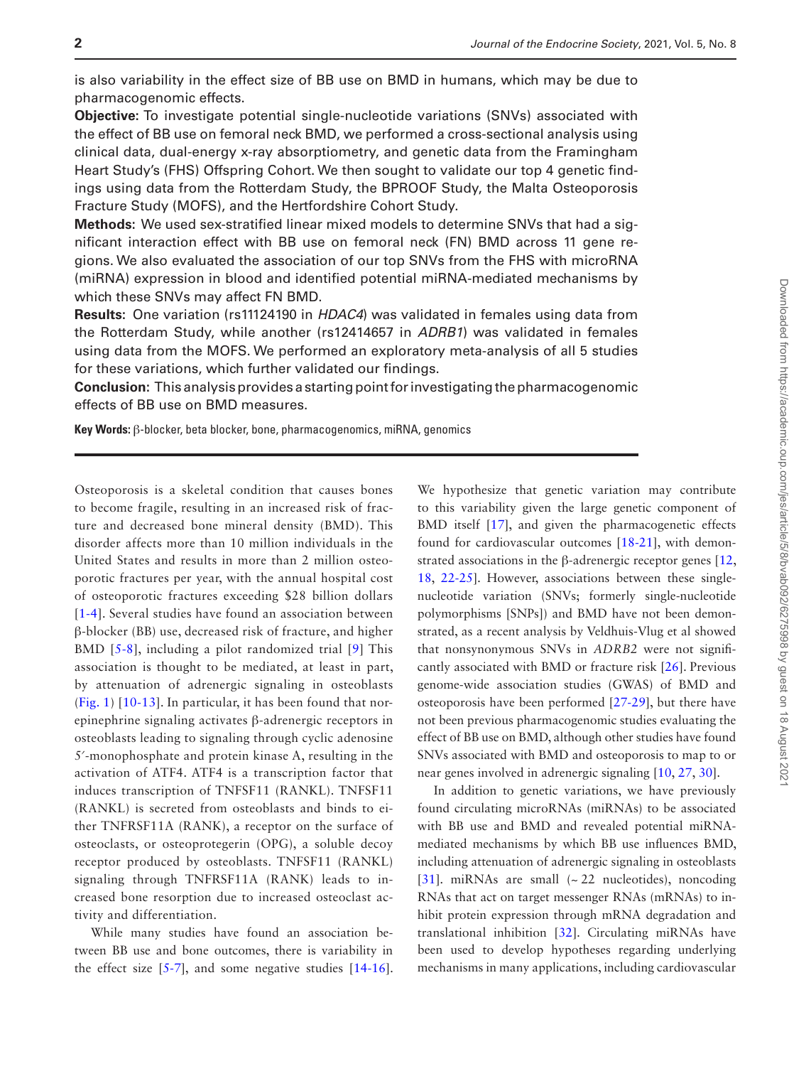is also variability in the effect size of BB use on BMD in humans, which may be due to pharmacogenomic effects.

**Objective:** To investigate potential single-nucleotide variations (SNVs) associated with the effect of BB use on femoral neck BMD, we performed a cross-sectional analysis using clinical data, dual-energy x-ray absorptiometry, and genetic data from the Framingham Heart Study's (FHS) Offspring Cohort. We then sought to validate our top 4 genetic findings using data from the Rotterdam Study, the BPROOF Study, the Malta Osteoporosis Fracture Study (MOFS), and the Hertfordshire Cohort Study.

**Methods:** We used sex-stratified linear mixed models to determine SNVs that had a significant interaction effect with BB use on femoral neck (FN) BMD across 11 gene regions. We also evaluated the association of our top SNVs from the FHS with microRNA (miRNA) expression in blood and identified potential miRNA-mediated mechanisms by which these SNVs may affect FN BMD.

**Results:** One variation (rs11124190 in *HDAC4*) was validated in females using data from the Rotterdam Study, while another (rs12414657 in *ADRB1*) was validated in females using data from the MOFS. We performed an exploratory meta-analysis of all 5 studies for these variations, which further validated our findings.

**Conclusion:** This analysis provides a starting point for investigating the pharmacogenomic effects of BB use on BMD measures.

**Key Words:** β-blocker, beta blocker, bone, pharmacogenomics, miRNA, genomics

---

Osteoporosis is a skeletal condition that causes bones to become fragile, resulting in an increased risk of fracture and decreased bone mineral density (BMD). This disorder affects more than 10 million individuals in the United States and results in more than 2 million osteoporotic fractures per year, with the annual hospital cost of osteoporotic fractures exceeding $28 billion dollars [1-4]. Several studies have found an association between β-blocker (BB) use, decreased risk of fracture, and higher BMD [5-8], including a pilot randomized trial [9] This association is thought to be mediated, at least in part, by attenuation of adrenergic signaling in osteoblasts (Fig. 1) [10-13]. In particular, it has been found that norepinephrine signaling activates β-adrenergic receptors in osteoblasts leading to signaling through cyclic adenosine 5′-monophosphate and protein kinase A, resulting in the activation of ATF4. ATF4 is a transcription factor that induces transcription of TNFSF11 (RANKL). TNFSF11 (RANKL) is secreted from osteoblasts and binds to either TNFRSF11A (RANK), a receptor on the surface of osteoclasts, or osteoprotegerin (OPG), a soluble decoy receptor produced by osteoblasts. TNFSF11 (RANKL) signaling through TNFRSF11A (RANK) leads to increased bone resorption due to increased osteoclast activity and differentiation.

While many studies have found an association between BB use and bone outcomes, there is variability in the effect size [5-7], and some negative studies [14-16]. We hypothesize that genetic variation may contribute to this variability given the large genetic component of BMD itself [17], and given the pharmacogenetic effects found for cardiovascular outcomes [18-21], with demonstrated associations in the β-adrenergic receptor genes [12, 18, 22-25]. However, associations between these single-nucleotide variation (SNVs; formerly single-nucleotide polymorphisms [SNPs]) and BMD have not been demonstrated, as a recent analysis by Veldhuis-Vlug et al showed that nonsynonymous SNVs in *ADRB2* were not significantly associated with BMD or fracture risk [26]. Previous genome-wide association studies (GWAS) of BMD and osteoporosis have been performed [27-29], but there have not been previous pharmacogenomic studies evaluating the effect of BB use on BMD, although other studies have found SNVs associated with BMD and osteoporosis to map to or near genes involved in adrenergic signaling [10, 27, 30].

In addition to genetic variations, we have previously found circulating microRNAs (miRNAs) to be associated with BB use and BMD and revealed potential miRNA-mediated mechanisms by which BB use influences BMD, including attenuation of adrenergic signaling in osteoblasts [31]. miRNAs are small (~ 22 nucleotides), noncoding RNAs that act on target messenger RNAs (mRNAs) to inhibit protein expression through mRNA degradation and translational inhibition [32]. Circulating miRNAs have been used to develop hypotheses regarding underlying mechanisms in many applications, including cardiovascular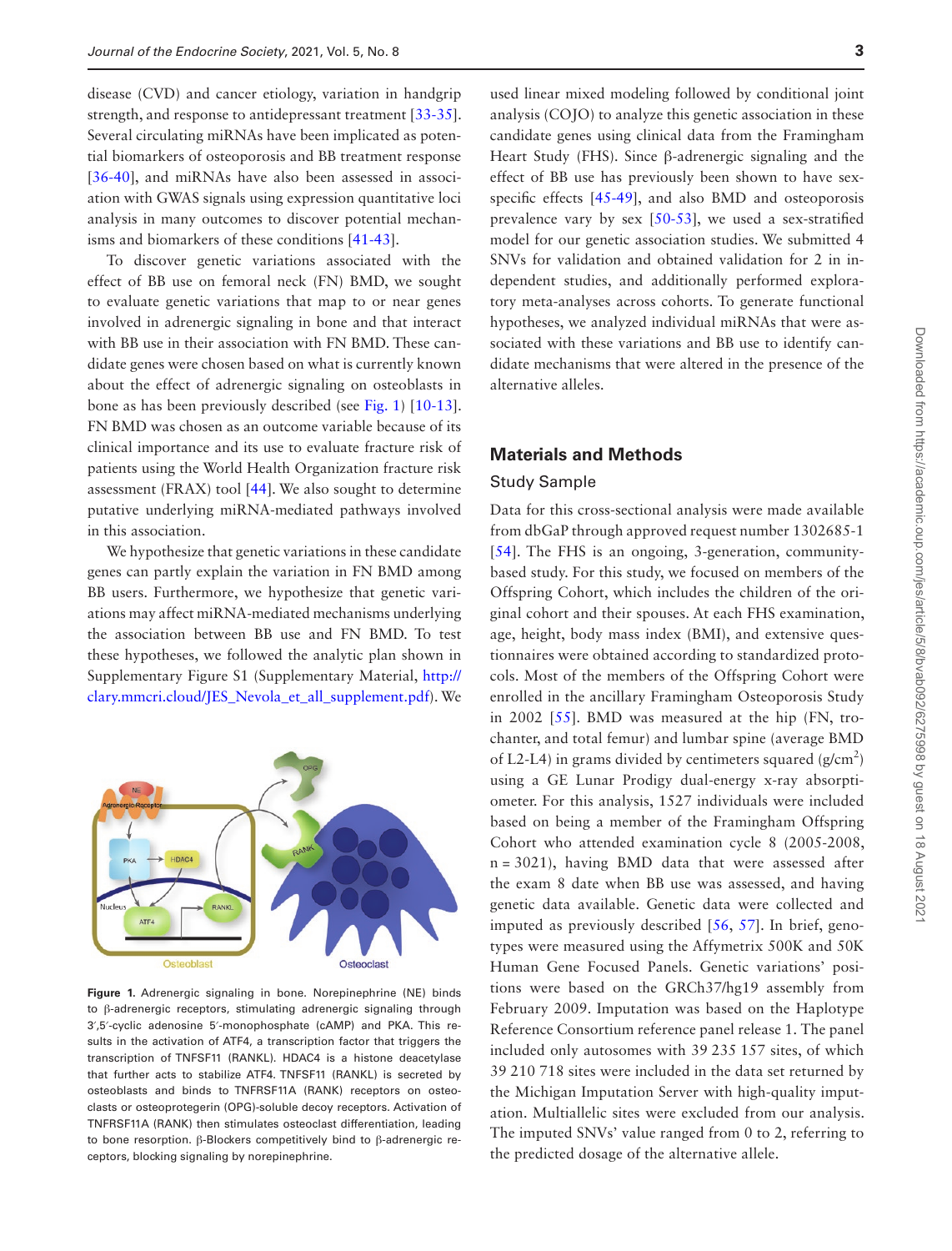disease (CVD) and cancer etiology, variation in handgrip strength, and response to antidepressant treatment [33-35]. Several circulating miRNAs have been implicated as potential biomarkers of osteoporosis and BB treatment response [36-40], and miRNAs have also been assessed in association with GWAS signals using expression quantitative loci analysis in many outcomes to discover potential mechanisms and biomarkers of these conditions [41-43].

To discover genetic variations associated with the effect of BB use on femoral neck (FN) BMD, we sought to evaluate genetic variations that map to or near genes involved in adrenergic signaling in bone and that interact with BB use in their association with FN BMD. These candidate genes were chosen based on what is currently known about the effect of adrenergic signaling on osteoblasts in bone as has been previously described (see Fig. 1) [10-13]. FN BMD was chosen as an outcome variable because of its clinical importance and its use to evaluate fracture risk of patients using the World Health Organization fracture risk assessment (FRAX) tool [44]. We also sought to determine putative underlying miRNA-mediated pathways involved in this association.

We hypothesize that genetic variations in these candidate genes can partly explain the variation in FN BMD among BB users. Furthermore, we hypothesize that genetic variations may affect miRNA-mediated mechanisms underlying the association between BB use and FN BMD. To test these hypotheses, we followed the analytic plan shown in Supplementary Figure S1 (Supplementary Material, http://clary.mmcri.cloud/JES_Nevola_et_all_supplement.pdf). We used linear mixed modeling followed by conditional joint analysis (COJO) to analyze this genetic association in these candidate genes using clinical data from the Framingham Heart Study (FHS). Since β-adrenergic signaling and the effect of BB use has previously been shown to have sex-specific effects [45-49], and also BMD and osteoporosis prevalence vary by sex [50-53], we used a sex-stratified model for our genetic association studies. We submitted 4 SNVs for validation and obtained validation for 2 in independent studies, and additionally performed exploratory meta-analyses across cohorts. To generate functional hypotheses, we analyzed individual miRNAs that were associated with these variations and BB use to identify candidate mechanisms that were altered in the presence of the alternative alleles.

**Figure 1.** Adrenergic signaling in bone. Norepinephrine (NE) binds to β-adrenergic receptors, stimulating adrenergic signaling through 3′,5′-cyclic adenosine 5′-monophosphate (cAMP) and PKA. This results in the activation of ATF4, a transcription factor that triggers the transcription of TNFSF11 (RANKL). HDAC4 is a histone deacetylase that further acts to stabilize ATF4. TNFSF11 (RANKL) is secreted by osteoblasts and binds to TNFRSF11A (RANK) receptors on osteoclasts or osteoprotegerin (OPG)-soluble decoy receptors. Activation of TNFRSF11A (RANK) then stimulates osteoclast differentiation, leading to bone resorption. β-Blockers competitively bind to β-adrenergic receptors, blocking signaling by norepinephrine.

## Materials and Methods

### Study Sample

Data for this cross-sectional analysis were made available from dbGaP through approved request number 1302685-1 [54]. The FHS is an ongoing, 3-generation, community-based study. For this study, we focused on members of the Offspring Cohort, which includes the children of the original cohort and their spouses. At each FHS examination, age, height, body mass index (BMI), and extensive questionnaires were obtained according to standardized protocols. Most of the members of the Offspring Cohort were enrolled in the ancillary Framingham Osteoporosis Study in 2002 [55]. BMD was measured at the hip (FN, trochanter, and total femur) and lumbar spine (average BMD of L2-L4) in grams divided by centimeters squared (g/cm$^2$) using a GE Lunar Prodigy dual-energy x-ray absorptiometer. For this analysis, 1527 individuals were included based on being a member of the Framingham Offspring Cohort who attended examination cycle 8 (2005-2008, n = 3021), having BMD data that were assessed after the exam 8 date when BB use was assessed, and having genetic data available. Genetic data were collected and imputed as previously described [56, 57]. In brief, genotypes were measured using the Affymetrix 500K and 50K Human Gene Focused Panels. Genetic variations' positions were based on the GRCh37/hg19 assembly from February 2009. Imputation was based on the Haplotype Reference Consortium reference panel release 1. The panel included only autosomes with 39 235 157 sites, of which 39 210 718 sites were included in the data set returned by the Michigan Imputation Server with high-quality imputation. Multiallelic sites were excluded from our analysis. The imputed SNVs' value ranged from 0 to 2, referring to the predicted dosage of the alternative allele.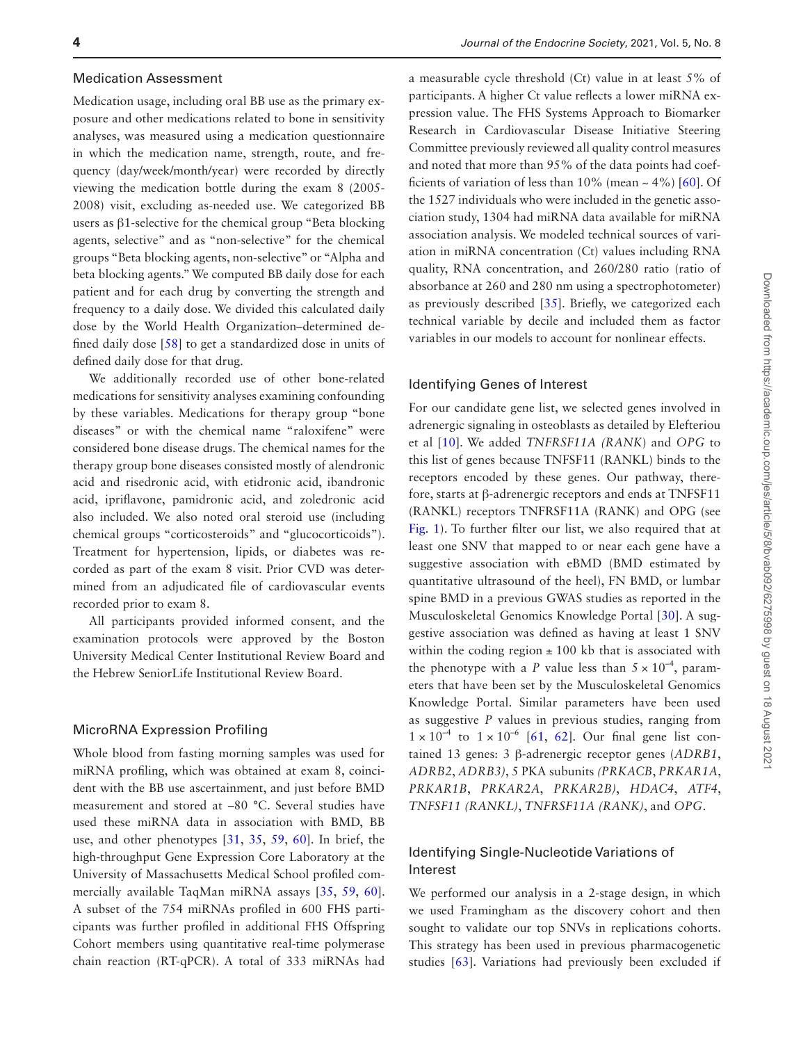## Medication Assessment

Medication usage, including oral BB use as the primary exposure and other medications related to bone in sensitivity analyses, was measured using a medication questionnaire in which the medication name, strength, route, and frequency (day/week/month/year) were recorded by directly viewing the medication bottle during the exam 8 (2005-2008) visit, excluding as-needed use. We categorized BB users as β1-selective for the chemical group "Beta blocking agents, selective" and as "non-selective" for the chemical groups "Beta blocking agents, non-selective" or "Alpha and beta blocking agents." We computed BB daily dose for each patient and for each drug by converting the strength and frequency to a daily dose. We divided this calculated daily dose by the World Health Organization–determined defined daily dose [58] to get a standardized dose in units of defined daily dose for that drug.

We additionally recorded use of other bone-related medications for sensitivity analyses examining confounding by these variables. Medications for therapy group "bone diseases" or with the chemical name "raloxifene" were considered bone disease drugs. The chemical names for the therapy group bone diseases consisted mostly of alendronic acid and risedronic acid, with etidronic acid, ibandronic acid, ipriflavone, pamidronic acid, and zoledronic acid also included. We also noted oral steroid use (including chemical groups "corticosteroids" and "glucocorticoids"). Treatment for hypertension, lipids, or diabetes was recorded as part of the exam 8 visit. Prior CVD was determined from an adjudicated file of cardiovascular events recorded prior to exam 8.

All participants provided informed consent, and the examination protocols were approved by the Boston University Medical Center Institutional Review Board and the Hebrew SeniorLife Institutional Review Board.

## MicroRNA Expression Profiling

Whole blood from fasting morning samples was used for miRNA profiling, which was obtained at exam 8, coincident with the BB use ascertainment, and just before BMD measurement and stored at −80 °C. Several studies have used these miRNA data in association with BMD, BB use, and other phenotypes [31, 35, 59, 60]. In brief, the high-throughput Gene Expression Core Laboratory at the University of Massachusetts Medical School profiled commercially available TaqMan miRNA assays [35, 59, 60]. A subset of the 754 miRNAs profiled in 600 FHS participants was further profiled in additional FHS Offspring Cohort members using quantitative real-time polymerase chain reaction (RT-qPCR). A total of 333 miRNAs had a measurable cycle threshold (Ct) value in at least 5% of participants. A higher Ct value reflects a lower miRNA expression value. The FHS Systems Approach to Biomarker Research in Cardiovascular Disease Initiative Steering Committee previously reviewed all quality control measures and noted that more than 95% of the data points had coefficients of variation of less than 10% (mean ~ 4%) [60]. Of the 1527 individuals who were included in the genetic association study, 1304 had miRNA data available for miRNA association analysis. We modeled technical sources of variation in miRNA concentration (Ct) values including RNA quality, RNA concentration, and 260/280 ratio (ratio of absorbance at 260 and 280 nm using a spectrophotometer) as previously described [35]. Briefly, we categorized each technical variable by decile and included them as factor variables in our models to account for nonlinear effects.

## Identifying Genes of Interest

For our candidate gene list, we selected genes involved in adrenergic signaling in osteoblasts as detailed by Elefteriou et al [10]. We added *TNFRSF11A (RANK)* and *OPG* to this list of genes because TNFSF11 (RANKL) binds to the receptors encoded by these genes. Our pathway, therefore, starts at β-adrenergic receptors and ends at TNFSF11 (RANKL) receptors TNFRSF11A (RANK) and OPG (see Fig. 1). To further filter our list, we also required that at least one SNV that mapped to or near each gene have a suggestive association with eBMD (BMD estimated by quantitative ultrasound of the heel), FN BMD, or lumbar spine BMD in a previous GWAS studies as reported in the Musculoskeletal Genomics Knowledge Portal [30]. A suggestive association was defined as having at least 1 SNV within the coding region ± 100 kb that is associated with the phenotype with a *P* value less than $5 \times 10^{-4}$, parameters that have been set by the Musculoskeletal Genomics Knowledge Portal. Similar parameters have been used as suggestive *P* values in previous studies, ranging from $1 \times 10^{-4}$ to $1 \times 10^{-6}$ [61, 62]. Our final gene list contained 13 genes: 3 β-adrenergic receptor genes (*ADRB1*, *ADRB2*, *ADRB3)*, 5 PKA subunits *(PRKACB*, *PRKAR1A*, *PRKAR1B*, *PRKAR2A*, *PRKAR2B)*, *HDAC4*, *ATF4*, *TNFSF11 (RANKL)*, *TNFRSF11A (RANK)*, and *OPG*.

## Identifying Single-Nucleotide Variations of Interest

We performed our analysis in a 2-stage design, in which we used Framingham as the discovery cohort and then sought to validate our top SNVs in replications cohorts. This strategy has been used in previous pharmacogenetic studies [63]. Variations had previously been excluded if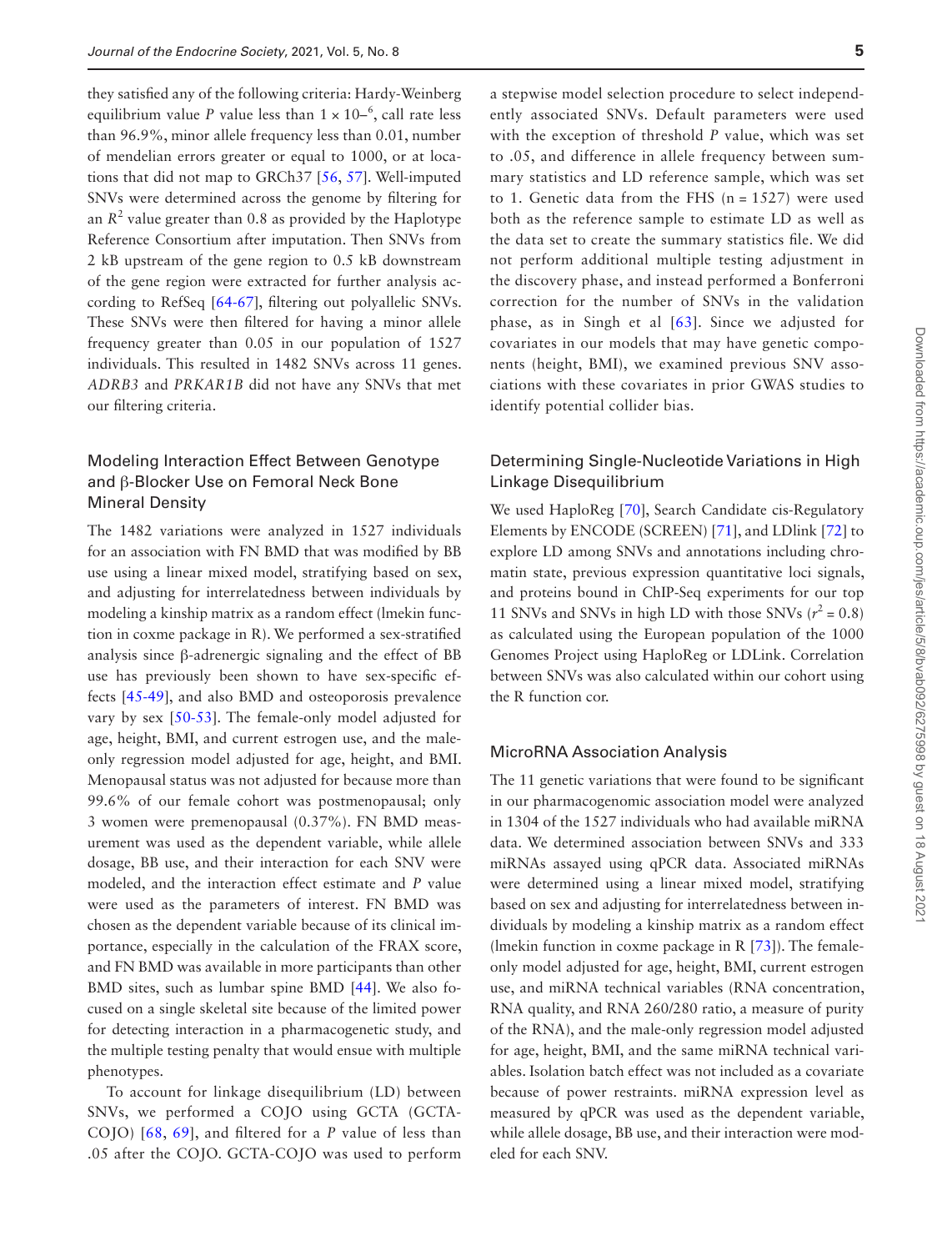they satisfied any of the following criteria: Hardy-Weinberg equilibrium value *P* value less than $1 \times 10^{-6}$, call rate less than 96.9%, minor allele frequency less than 0.01, number of mendelian errors greater or equal to 1000, or at locations that did not map to GRCh37 [56, 57]. Well-imputed SNVs were determined across the genome by filtering for an $R^2$ value greater than 0.8 as provided by the Haplotype Reference Consortium after imputation. Then SNVs from 2 kB upstream of the gene region to 0.5 kB downstream of the gene region were extracted for further analysis according to RefSeq [64-67], filtering out polyallelic SNVs. These SNVs were then filtered for having a minor allele frequency greater than 0.05 in our population of 1527 individuals. This resulted in 1482 SNVs across 11 genes. *ADRB3* and *PRKAR1B* did not have any SNVs that met our filtering criteria.

## Modeling Interaction Effect Between Genotype and β-Blocker Use on Femoral Neck Bone Mineral Density

The 1482 variations were analyzed in 1527 individuals for an association with FN BMD that was modified by BB use using a linear mixed model, stratifying based on sex, and adjusting for interrelatedness between individuals by modeling a kinship matrix as a random effect (lmekin function in coxme package in R). We performed a sex-stratified analysis since β-adrenergic signaling and the effect of BB use has previously been shown to have sex-specific effects [45-49], and also BMD and osteoporosis prevalence vary by sex [50-53]. The female-only model adjusted for age, height, BMI, and current estrogen use, and the male-only regression model adjusted for age, height, and BMI. Menopausal status was not adjusted for because more than 99.6% of our female cohort was postmenopausal; only 3 women were premenopausal (0.37%). FN BMD measurement was used as the dependent variable, while allele dosage, BB use, and their interaction for each SNV were modeled, and the interaction effect estimate and *P* value were used as the parameters of interest. FN BMD was chosen as the dependent variable because of its clinical importance, especially in the calculation of the FRAX score, and FN BMD was available in more participants than other BMD sites, such as lumbar spine BMD [44]. We also focused on a single skeletal site because of the limited power for detecting interaction in a pharmacogenetic study, and the multiple testing penalty that would ensue with multiple phenotypes.

To account for linkage disequilibrium (LD) between SNVs, we performed a COJO using GCTA (GCTA-COJO) [68, 69], and filtered for a *P* value of less than .05 after the COJO. GCTA-COJO was used to perform a stepwise model selection procedure to select independently associated SNVs. Default parameters were used with the exception of threshold *P* value, which was set to .05, and difference in allele frequency between summary statistics and LD reference sample, which was set to 1. Genetic data from the FHS (n = 1527) were used both as the reference sample to estimate LD as well as the data set to create the summary statistics file. We did not perform additional multiple testing adjustment in the discovery phase, and instead performed a Bonferroni correction for the number of SNVs in the validation phase, as in Singh et al [63]. Since we adjusted for covariates in our models that may have genetic components (height, BMI), we examined previous SNV associations with these covariates in prior GWAS studies to identify potential collider bias.

## Determining Single-Nucleotide Variations in High Linkage Disequilibrium

We used HaploReg [70], Search Candidate cis-Regulatory Elements by ENCODE (SCREEN) [71], and LDlink [72] to explore LD among SNVs and annotations including chromatin state, previous expression quantitative loci signals, and proteins bound in ChIP-Seq experiments for our top 11 SNVs and SNVs in high LD with those SNVs ($r^2 = 0.8$) as calculated using the European population of the 1000 Genomes Project using HaploReg or LDLink. Correlation between SNVs was also calculated within our cohort using the R function cor.

## MicroRNA Association Analysis

The 11 genetic variations that were found to be significant in our pharmacogenomic association model were analyzed in 1304 of the 1527 individuals who had available miRNA data. We determined association between SNVs and 333 miRNAs assayed using qPCR data. Associated miRNAs were determined using a linear mixed model, stratifying based on sex and adjusting for interrelatedness between individuals by modeling a kinship matrix as a random effect (lmekin function in coxme package in R [73]). The female-only model adjusted for age, height, BMI, current estrogen use, and miRNA technical variables (RNA concentration, RNA quality, and RNA 260/280 ratio, a measure of purity of the RNA), and the male-only regression model adjusted for age, height, BMI, and the same miRNA technical variables. Isolation batch effect was not included as a covariate because of power restraints. miRNA expression level as measured by qPCR was used as the dependent variable, while allele dosage, BB use, and their interaction were modeled for each SNV.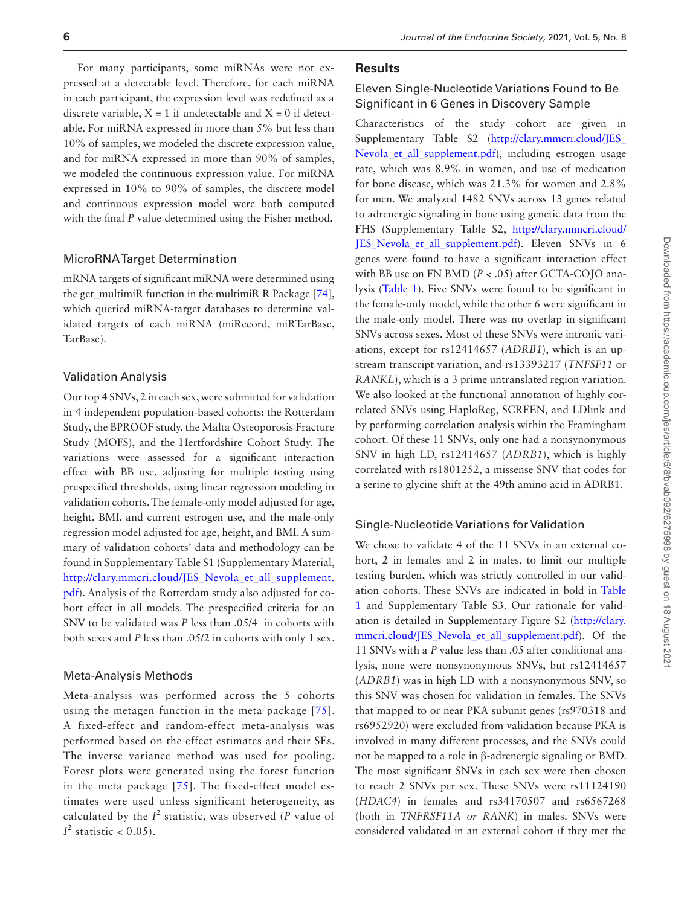For many participants, some miRNAs were not expressed at a detectable level. Therefore, for each miRNA in each participant, the expression level was redefined as a discrete variable, X = 1 if undetectable and X = 0 if detectable. For miRNA expressed in more than 5% but less than 10% of samples, we modeled the discrete expression value, and for miRNA expressed in more than 90% of samples, we modeled the continuous expression value. For miRNA expressed in 10% to 90% of samples, the discrete model and continuous expression model were both computed with the final *P* value determined using the Fisher method.

### MicroRNA Target Determination

mRNA targets of significant miRNA were determined using the get_multimiR function in the multimiR R Package [74], which queried miRNA-target databases to determine validated targets of each miRNA (miRecord, miRTarBase, TarBase).

### Validation Analysis

Our top 4 SNVs, 2 in each sex, were submitted for validation in 4 independent population-based cohorts: the Rotterdam Study, the BPROOF study, the Malta Osteoporosis Fracture Study (MOFS), and the Hertfordshire Cohort Study. The variations were assessed for a significant interaction effect with BB use, adjusting for multiple testing using prespecified thresholds, using linear regression modeling in validation cohorts. The female-only model adjusted for age, height, BMI, and current estrogen use, and the male-only regression model adjusted for age, height, and BMI. A summary of validation cohorts' data and methodology can be found in Supplementary Table S1 (Supplementary Material, http://clary.mmcri.cloud/JES_Nevola_et_all_supplement.pdf). Analysis of the Rotterdam study also adjusted for cohort effect in all models. The prespecified criteria for an SNV to be validated was *P* less than .05/4 in cohorts with both sexes and *P* less than .05/2 in cohorts with only 1 sex.

### Meta-Analysis Methods

Meta-analysis was performed across the 5 cohorts using the metagen function in the meta package [75]. A fixed-effect and random-effect meta-analysis was performed based on the effect estimates and their SEs. The inverse variance method was used for pooling. Forest plots were generated using the forest function in the meta package [75]. The fixed-effect model estimates were used unless significant heterogeneity, as calculated by the $I^2$ statistic, was observed (*P* value of $I^2$ statistic < 0.05).

## Results

### Eleven Single-Nucleotide Variations Found to Be Significant in 6 Genes in Discovery Sample

Characteristics of the study cohort are given in Supplementary Table S2 (http://clary.mmcri.cloud/JES_Nevola_et_all_supplement.pdf), including estrogen usage rate, which was 8.9% in women, and use of medication for bone disease, which was 21.3% for women and 2.8% for men. We analyzed 1482 SNVs across 13 genes related to adrenergic signaling in bone using genetic data from the FHS (Supplementary Table S2, http://clary.mmcri.cloud/JES_Nevola_et_all_supplement.pdf). Eleven SNVs in 6 genes were found to have a significant interaction effect with BB use on FN BMD ($P < .05$) after GCTA-COJO analysis (Table 1). Five SNVs were found to be significant in the female-only model, while the other 6 were significant in the male-only model. There was no overlap in significant SNVs across sexes. Most of these SNVs were intronic variations, except for rs12414657 (*ADRB1*), which is an upstream transcript variation, and rs13393217 (*TNFSF11* or *RANKL*), which is a 3 prime untranslated region variation. We also looked at the functional annotation of highly correlated SNVs using HaploReg, SCREEN, and LDlink and by performing correlation analysis within the Framingham cohort. Of these 11 SNVs, only one had a nonsynonymous SNV in high LD, rs12414657 (*ADRB1*), which is highly correlated with rs1801252, a missense SNV that codes for a serine to glycine shift at the 49th amino acid in ADRB1.

### Single-Nucleotide Variations for Validation

We chose to validate 4 of the 11 SNVs in an external cohort, 2 in females and 2 in males, to limit our multiple testing burden, which was strictly controlled in our validation cohorts. These SNVs are indicated in bold in Table 1 and Supplementary Table S3. Our rationale for validation is detailed in Supplementary Figure S2 (http://clary.mmcri.cloud/JES_Nevola_et_all_supplement.pdf). Of the 11 SNVs with a *P* value less than .05 after conditional analysis, none were nonsynonymous SNVs, but rs12414657 (*ADRB1*) was in high LD with a nonsynonymous SNV, so this SNV was chosen for validation in females. The SNVs that mapped to or near PKA subunit genes (rs970318 and rs6952920) were excluded from validation because PKA is involved in many different processes, and the SNVs could not be mapped to a role in β-adrenergic signaling or BMD. The most significant SNVs in each sex were then chosen to reach 2 SNVs per sex. These SNVs were rs11124190 (*HDAC4*) in females and rs34170507 and rs6567268 (both in *TNFRSF11A or RANK*) in males. SNVs were considered validated in an external cohort if they met the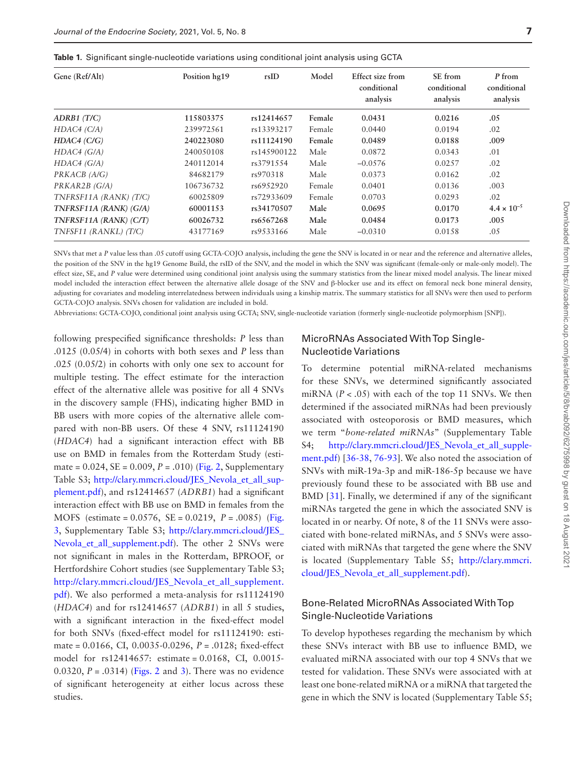**Table 1.** Significant single-nucleotide variations using conditional joint analysis using GCTA

| Gene (Ref/Alt) | Position hg19 | rsID | Model | Effect size from conditional analysis | SE from conditional analysis | *P* from conditional analysis |
|---|---|---|---|---|---|---|
| ***ADRB1 (T/C)*** | **115803375** | **rs12414657** | **Female** | **0.0431** | **0.0216** | **.05** |
| *HDAC4 (C/A)* | 239972561 | rs13393217 | Female | 0.0440 | 0.0194 | .02 |
| ***HDAC4 (C/G)*** | **240223080** | **rs11124190** | **Female** | **0.0489** | **0.0188** | **.009** |
| *HDAC4 (G/A)* | 240050108 | rs145900122 | Male | 0.0872 | 0.0343 | .01 |
| *HDAC4 (G/A)* | 240112014 | rs3791554 | Male | −0.0576 | 0.0257 | .02 |
| *PRKACB (A/G)* | 84682179 | rs970318 | Male | 0.0373 | 0.0162 | .02 |
| *PRKAR2B (G/A)* | 106736732 | rs6952920 | Female | 0.0401 | 0.0136 | .003 |
| *TNFRSF11A (RANK) (T/C)* | 60025809 | rs72933609 | Female | 0.0703 | 0.0293 | .02 |
| ***TNFRSF11A (RANK) (G/A)*** | **60001153** | **rs34170507** | **Male** | **0.0695** | **0.0170** | **$4.4 \times 10^{-5}$** |
| ***TNFRSF11A (RANK) (C/T)*** | **60026732** | **rs6567268** | **Male** | **0.0484** | **0.0173** | **.005** |
| *TNFSF11 (RANKL) (T/C)* | 43177169 | rs9533166 | Male | −0.0310 | 0.0158 | .05 |

SNVs that met a *P* value less than .05 cutoff using GCTA-COJO analysis, including the gene the SNV is located in or near and the reference and alternative alleles, the position of the SNV in the hg19 Genome Build, the rsID of the SNV, and the model in which the SNV was significant (female-only or male-only model). The effect size, SE, and *P* value were determined using conditional joint analysis using the summary statistics from the linear mixed model analysis. The linear mixed model included the interaction effect between the alternative allele dosage of the SNV and β-blocker use and its effect on femoral neck bone mineral density, adjusting for covariates and modeling interrelatedness between individuals using a kinship matrix. The summary statistics for all SNVs were then used to perform GCTA-COJO analysis. SNVs chosen for validation are included in bold.

Abbreviations: GCTA-COJO, conditional joint analysis using GCTA; SNV, single-nucleotide variation (formerly single-nucleotide polymorphism [SNP]).

following prespecified significance thresholds: *P* less than .0125 (0.05/4) in cohorts with both sexes and *P* less than .025 (0.05/2) in cohorts with only one sex to account for multiple testing. The effect estimate for the interaction effect of the alternative allele was positive for all 4 SNVs in the discovery sample (FHS), indicating higher BMD in BB users with more copies of the alternative allele compared with non-BB users. Of these 4 SNV, rs11124190 (*HDAC4*) had a significant interaction effect with BB use on BMD in females from the Rotterdam Study (estimate = 0.024, SE = 0.009, *P* = .010) (Fig. 2, Supplementary Table S3; http://clary.mmcri.cloud/JES_Nevola_et_all_supplement.pdf), and rs12414657 (*ADRB1*) had a significant interaction effect with BB use on BMD in females from the MOFS (estimate = 0.0576, SE = 0.0219, *P* = .0085) (Fig. 3, Supplementary Table S3; http://clary.mmcri.cloud/JES_Nevola_et_all_supplement.pdf). The other 2 SNVs were not significant in males in the Rotterdam, BPROOF, or Hertfordshire Cohort studies (see Supplementary Table S3; http://clary.mmcri.cloud/JES_Nevola_et_all_supplement.pdf). We also performed a meta-analysis for rs11124190 (*HDAC4*) and for rs12414657 (*ADRB1*) in all 5 studies, with a significant interaction in the fixed-effect model for both SNVs (fixed-effect model for rs11124190: estimate = 0.0166, CI, 0.0035-0.0296, *P* = .0128; fixed-effect model for rs12414657: estimate = 0.0168, CI, 0.0015-0.0320, *P* = .0314) (Figs. 2 and 3). There was no evidence of significant heterogeneity at either locus across these studies.

## MicroRNAs Associated With Top Single-Nucleotide Variations

To determine potential miRNA-related mechanisms for these SNVs, we determined significantly associated miRNA (*P* < .05) with each of the top 11 SNVs. We then determined if the associated miRNAs had been previously associated with osteoporosis or BMD measures, which we term "*bone-related miRNAs*" (Supplementary Table S4; http://clary.mmcri.cloud/JES_Nevola_et_all_supplement.pdf) [36-38, 76-93]. We also noted the association of SNVs with miR-19a-3p and miR-186-5p because we have previously found these to be associated with BB use and BMD [31]. Finally, we determined if any of the significant miRNAs targeted the gene in which the associated SNV is located in or nearby. Of note, 8 of the 11 SNVs were associated with bone-related miRNAs, and 5 SNVs were associated with miRNAs that targeted the gene where the SNV is located (Supplementary Table S5; http://clary.mmcri.cloud/JES_Nevola_et_all_supplement.pdf).

## Bone-Related MicroRNAs Associated With Top Single-Nucleotide Variations

To develop hypotheses regarding the mechanism by which these SNVs interact with BB use to influence BMD, we evaluated miRNA associated with our top 4 SNVs that we tested for validation. These SNVs were associated with at least one bone-related miRNA or a miRNA that targeted the gene in which the SNV is located (Supplementary Table S5;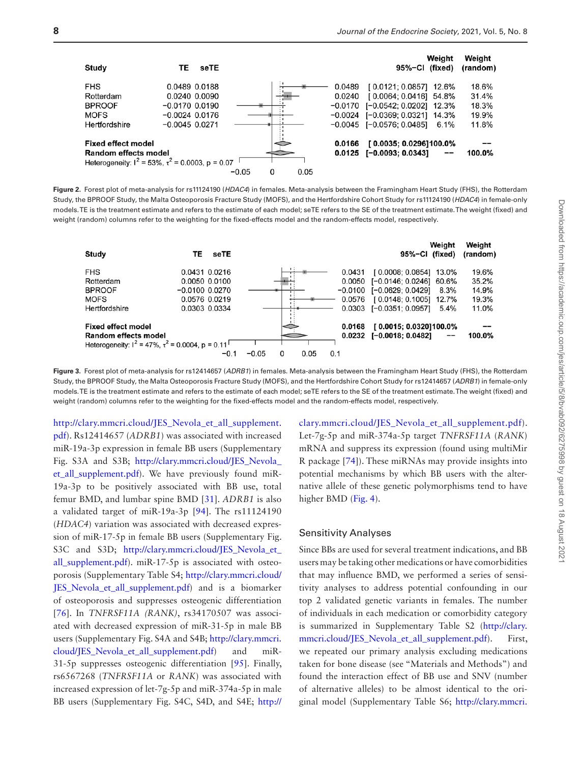| Study | TE | seTE | 95%-CI | Weight (fixed) | Weight (random) |
|---|---|---|---|---|---|
| FHS | 0.0489 | 0.0188 | [0.0121; 0.0857] | 12.6% | 18.6% |
| Rotterdam | 0.0240 | 0.0090 | [0.0064; 0.0416] | 54.8% | 31.4% |
| BPROOF | −0.0170 | 0.0190 | [−0.0542; 0.0202] | 12.3% | 18.3% |
| MOFS | −0.0024 | 0.0176 | [−0.0369; 0.0321] | 14.3% | 19.9% |
| Hertfordshire | −0.0045 | 0.0271 | [−0.0576; 0.0485] | 6.1% | 11.8% |
| **Fixed effect model** | | | **0.0166 [0.0035; 0.0296]** | **100.0%** | **--** |
| **Random effects model** | | | **0.0125 [−0.0093; 0.0343]** | **--** | **100.0%** |

Heterogeneity: $I^2 = 53\%$, $\tau^2 = 0.0003$, $p = 0.07$

**Figure 2.** Forest plot of meta-analysis for rs11124190 (*HDAC4*) in females. Meta-analysis between the Framingham Heart Study (FHS), the Rotterdam Study, the BPROOF Study, the Malta Osteoporosis Fracture Study (MOFS), and the Hertfordshire Cohort Study for rs11124190 (*HDAC4*) in female-only models. TE is the treatment estimate and refers to the estimate of each model; seTE refers to the SE of the treatment estimate. The weight (fixed) and weight (random) columns refer to the weighting for the fixed-effects model and the random-effects model, respectively.

| Study | TE | seTE | 95%-CI | Weight (fixed) | Weight (random) |
|---|---|---|---|---|---|
| FHS | 0.0431 | 0.0216 | [0.0008; 0.0854] | 13.0% | 19.6% |
| Rotterdam | 0.0050 | 0.0100 | [−0.0146; 0.0246] | 60.6% | 35.2% |
| BPROOF | −0.0100 | 0.0270 | [−0.0629; 0.0429] | 8.3% | 14.9% |
| MOFS | 0.0576 | 0.0219 | [0.0148; 0.1005] | 12.7% | 19.3% |
| Hertfordshire | 0.0303 | 0.0334 | [−0.0351; 0.0957] | 5.4% | 11.0% |
| **Fixed effect model** | | | **0.0168 [0.0015; 0.0320]** | **100.0%** | **--** |
| **Random effects model** | | | **0.0232 [−0.0018; 0.0482]** | **--** | **100.0%** |

Heterogeneity: $I^2 = 47\%$, $\tau^2 = 0.0004$, $p = 0.11$

**Figure 3.** Forest plot of meta-analysis for rs12414657 (*ADRB1*) in females. Meta-analysis between the Framingham Heart Study (FHS), the Rotterdam Study, the BPROOF Study, the Malta Osteoporosis Fracture Study (MOFS), and the Hertfordshire Cohort Study for rs12414657 (*ADRB1*) in female-only models. TE is the treatment estimate and refers to the estimate of each model; seTE refers to the SE of the treatment estimate. The weight (fixed) and weight (random) columns refer to the weighting for the fixed-effects model and the random-effects model, respectively.

http://clary.mmcri.cloud/JES_Nevola_et_all_supplement.pdf). Rs12414657 (*ADRB1*) was associated with increased miR-19a-3p expression in female BB users (Supplementary Fig. S3A and S3B; http://clary.mmcri.cloud/JES_Nevola_et_all_supplement.pdf). We have previously found miR-19a-3p to be positively associated with BB use, total femur BMD, and lumbar spine BMD [31]. *ADRB1* is also a validated target of miR-19a-3p [94]. The rs11124190 (*HDAC4*) variation was associated with decreased expression of miR-17-5p in female BB users (Supplementary Fig. S3C and S3D; http://clary.mmcri.cloud/JES_Nevola_et_all_supplement.pdf). miR-17-5p is associated with osteoporosis (Supplementary Table S4; http://clary.mmcri.cloud/JES_Nevola_et_all_supplement.pdf) and is a biomarker of osteoporosis and suppresses osteogenic differentiation [76]. In *TNFRSF11A (RANK)*, rs34170507 was associated with decreased expression of miR-31-5p in male BB users (Supplementary Fig. S4A and S4B; http://clary.mmcri.cloud/JES_Nevola_et_all_supplement.pdf) and miR-31-5p suppresses osteogenic differentiation [95]. Finally, rs6567268 (*TNFRSF11A* or *RANK*) was associated with increased expression of let-7g-5p and miR-374a-5p in male BB users (Supplementary Fig. S4C, S4D, and S4E; http://clary.mmcri.cloud/JES_Nevola_et_all_supplement.pdf). Let-7g-5p and miR-374a-5p target *TNFRSF11A* (*RANK*) mRNA and suppress its expression (found using multiMir R package [74]). These miRNAs may provide insights into potential mechanisms by which BB users with the alternative allele of these genetic polymorphisms tend to have higher BMD (Fig. 4).

## Sensitivity Analyses

Since BBs are used for several treatment indications, and BB users may be taking other medications or have comorbidities that may influence BMD, we performed a series of sensitivity analyses to address potential confounding in our top 2 validated genetic variants in females. The number of individuals in each medication or comorbidity category is summarized in Supplementary Table S2 (http://clary.mmcri.cloud/JES_Nevola_et_all_supplement.pdf). First, we repeated our primary analysis excluding medications taken for bone disease (see "Materials and Methods") and found the interaction effect of BB use and SNV (number of alternative alleles) to be almost identical to the original model (Supplementary Table S6; http://clary.mmcri.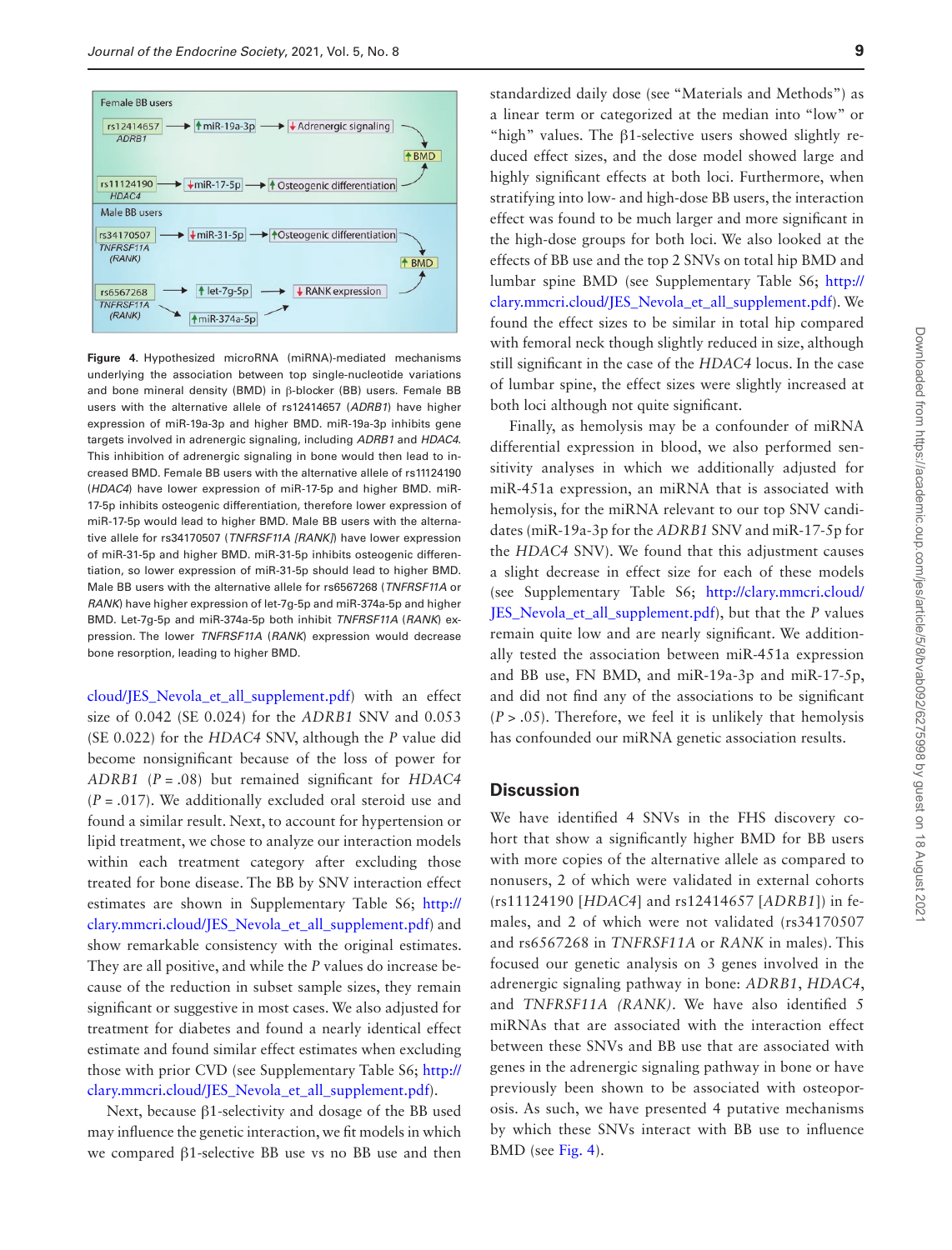**Figure 4.** Hypothesized microRNA (miRNA)-mediated mechanisms underlying the association between top single-nucleotide variations and bone mineral density (BMD) in β-blocker (BB) users. Female BB users with the alternative allele of rs12414657 (*ADRB1*) have higher expression of miR-19a-3p and higher BMD. miR-19a-3p inhibits gene targets involved in adrenergic signaling, including *ADRB1* and *HDAC4*. This inhibition of adrenergic signaling in bone would then lead to increased BMD. Female BB users with the alternative allele of rs11124190 (*HDAC4*) have lower expression of miR-17-5p and higher BMD. miR-17-5p inhibits osteogenic differentiation, therefore lower expression of miR-17-5p would lead to higher BMD. Male BB users with the alternative allele for rs34170507 (*TNFRSF11A [RANK]*) have lower expression of miR-31-5p and higher BMD. miR-31-5p inhibits osteogenic differentiation, so lower expression of miR-31-5p should lead to higher BMD. Male BB users with the alternative allele for rs6567268 (*TNFRSF11A* or *RANK*) have higher expression of let-7g-5p and miR-374a-5p and higher BMD. Let-7g-5p and miR-374a-5p both inhibit *TNFRSF11A* (*RANK*) expression. The lower *TNFRSF11A* (*RANK*) expression would decrease bone resorption, leading to higher BMD.

cloud/JES_Nevola_et_all_supplement.pdf) with an effect size of 0.042 (SE 0.024) for the *ADRB1* SNV and 0.053 (SE 0.022) for the *HDAC4* SNV, although the *P* value did become nonsignificant because of the loss of power for *ADRB1* ($P = .08$) but remained significant for *HDAC4* ($P = .017$). We additionally excluded oral steroid use and found a similar result. Next, to account for hypertension or lipid treatment, we chose to analyze our interaction models within each treatment category after excluding those treated for bone disease. The BB by SNV interaction effect estimates are shown in Supplementary Table S6; http://clary.mmcri.cloud/JES_Nevola_et_all_supplement.pdf) and show remarkable consistency with the original estimates. They are all positive, and while the *P* values do increase because of the reduction in subset sample sizes, they remain significant or suggestive in most cases. We also adjusted for treatment for diabetes and found a nearly identical effect estimate and found similar effect estimates when excluding those with prior CVD (see Supplementary Table S6; http://clary.mmcri.cloud/JES_Nevola_et_all_supplement.pdf).

Next, because β1-selectivity and dosage of the BB used may influence the genetic interaction, we fit models in which we compared β1-selective BB use vs no BB use and then standardized daily dose (see "Materials and Methods") as a linear term or categorized at the median into "low" or "high" values. The β1-selective users showed slightly reduced effect sizes, and the dose model showed large and highly significant effects at both loci. Furthermore, when stratifying into low- and high-dose BB users, the interaction effect was found to be much larger and more significant in the high-dose groups for both loci. We also looked at the effects of BB use and the top 2 SNVs on total hip BMD and lumbar spine BMD (see Supplementary Table S6; http://clary.mmcri.cloud/JES_Nevola_et_all_supplement.pdf). We found the effect sizes to be similar in total hip compared with femoral neck though slightly reduced in size, although still significant in the case of the *HDAC4* locus. In the case of lumbar spine, the effect sizes were slightly increased at both loci although not quite significant.

Finally, as hemolysis may be a confounder of miRNA differential expression in blood, we also performed sensitivity analyses in which we additionally adjusted for miR-451a expression, an miRNA that is associated with hemolysis, for the miRNA relevant to our top SNV candidates (miR-19a-3p for the *ADRB1* SNV and miR-17-5p for the *HDAC4* SNV). We found that this adjustment causes a slight decrease in effect size for each of these models (see Supplementary Table S6; http://clary.mmcri.cloud/JES_Nevola_et_all_supplement.pdf), but that the *P* values remain quite low and are nearly significant. We additionally tested the association between miR-451a expression and BB use, FN BMD, and miR-19a-3p and miR-17-5p, and did not find any of the associations to be significant ($P > .05$). Therefore, we feel it is unlikely that hemolysis has confounded our miRNA genetic association results.

## Discussion

We have identified 4 SNVs in the FHS discovery cohort that show a significantly higher BMD for BB users with more copies of the alternative allele as compared to nonusers, 2 of which were validated in external cohorts (rs11124190 [*HDAC4*] and rs12414657 [*ADRB1*]) in females, and 2 of which were not validated (rs34170507 and rs6567268 in *TNFRSF11A* or *RANK* in males). This focused our genetic analysis on 3 genes involved in the adrenergic signaling pathway in bone: *ADRB1*, *HDAC4*, and *TNFRSF11A (RANK)*. We have also identified 5 miRNAs that are associated with the interaction effect between these SNVs and BB use that are associated with genes in the adrenergic signaling pathway in bone or have previously been shown to be associated with osteoporosis. As such, we have presented 4 putative mechanisms by which these SNVs interact with BB use to influence BMD (see Fig. 4).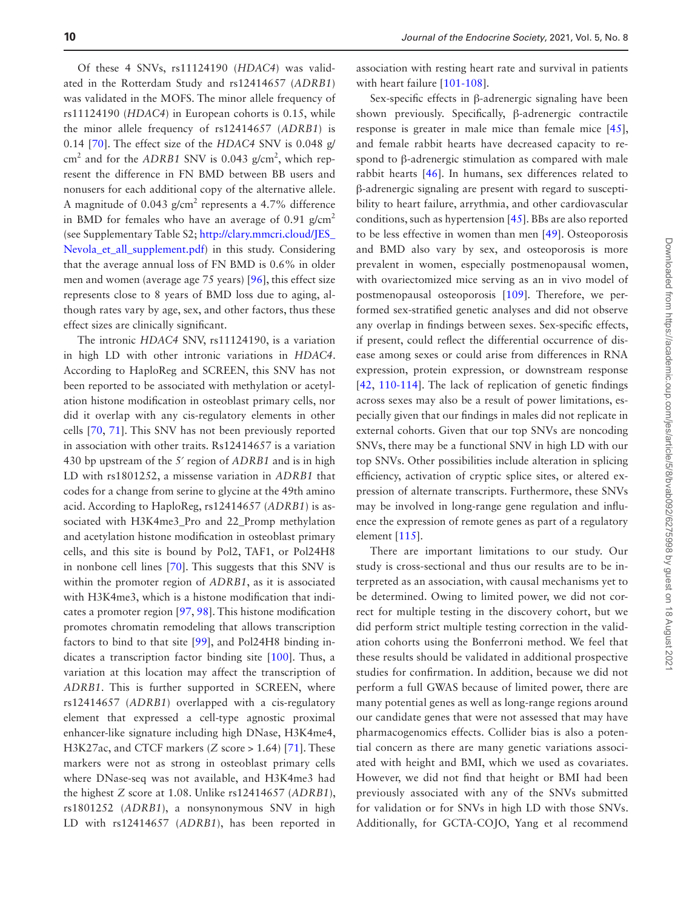Of these 4 SNVs, rs11124190 (*HDAC4*) was validated in the Rotterdam Study and rs12414657 (*ADRB1*) was validated in the MOFS. The minor allele frequency of rs11124190 (*HDAC4*) in European cohorts is 0.15, while the minor allele frequency of rs12414657 (*ADRB1*) is 0.14 [70]. The effect size of the *HDAC4* SNV is 0.048 g/cm$^2$ and for the *ADRB1* SNV is 0.043 g/cm$^2$, which represent the difference in FN BMD between BB users and nonusers for each additional copy of the alternative allele. A magnitude of 0.043 g/cm$^2$ represents a 4.7% difference in BMD for females who have an average of 0.91 g/cm$^2$ (see Supplementary Table S2; http://clary.mmcri.cloud/JES_Nevola_et_all_supplement.pdf) in this study. Considering that the average annual loss of FN BMD is 0.6% in older men and women (average age 75 years) [96], this effect size represents close to 8 years of BMD loss due to aging, although rates vary by age, sex, and other factors, thus these effect sizes are clinically significant.

The intronic *HDAC4* SNV, rs11124190, is a variation in high LD with other intronic variations in *HDAC4*. According to HaploReg and SCREEN, this SNV has not been reported to be associated with methylation or acetylation histone modification in osteoblast primary cells, nor did it overlap with any cis-regulatory elements in other cells [70, 71]. This SNV has not been previously reported in association with other traits. Rs12414657 is a variation 430 bp upstream of the 5′ region of *ADRB1* and is in high LD with rs1801252, a missense variation in *ADRB1* that codes for a change from serine to glycine at the 49th amino acid. According to HaploReg, rs12414657 (*ADRB1*) is associated with H3K4me3_Pro and 22_Promp methylation and acetylation histone modification in osteoblast primary cells, and this site is bound by Pol2, TAF1, or Pol24H8 in nonbone cell lines [70]. This suggests that this SNV is within the promoter region of *ADRB1*, as it is associated with H3K4me3, which is a histone modification that indicates a promoter region [97, 98]. This histone modification promotes chromatin remodeling that allows transcription factors to bind to that site [99], and Pol24H8 binding indicates a transcription factor binding site [100]. Thus, a variation at this location may affect the transcription of *ADRB1*. This is further supported in SCREEN, where rs12414657 (*ADRB1*) overlapped with a cis-regulatory element that expressed a cell-type agnostic proximal enhancer-like signature including high DNase, H3K4me4, H3K27ac, and CTCF markers (*Z* score > 1.64) [71]. These markers were not as strong in osteoblast primary cells where DNase-seq was not available, and H3K4me3 had the highest *Z* score at 1.08. Unlike rs12414657 (*ADRB1*), rs1801252 (*ADRB1*), a nonsynonymous SNV in high LD with rs12414657 (*ADRB1*), has been reported in association with resting heart rate and survival in patients with heart failure [101-108].

Sex-specific effects in β-adrenergic signaling have been shown previously. Specifically, β-adrenergic contractile response is greater in male mice than female mice [45], and female rabbit hearts have decreased capacity to respond to β-adrenergic stimulation as compared with male rabbit hearts [46]. In humans, sex differences related to β-adrenergic signaling are present with regard to susceptibility to heart failure, arrythmia, and other cardiovascular conditions, such as hypertension [45]. BBs are also reported to be less effective in women than men [49]. Osteoporosis and BMD also vary by sex, and osteoporosis is more prevalent in women, especially postmenopausal women, with ovariectomized mice serving as an in vivo model of postmenopausal osteoporosis [109]. Therefore, we performed sex-stratified genetic analyses and did not observe any overlap in findings between sexes. Sex-specific effects, if present, could reflect the differential occurrence of disease among sexes or could arise from differences in RNA expression, protein expression, or downstream response [42, 110-114]. The lack of replication of genetic findings across sexes may also be a result of power limitations, especially given that our findings in males did not replicate in external cohorts. Given that our top SNVs are noncoding SNVs, there may be a functional SNV in high LD with our top SNVs. Other possibilities include alteration in splicing efficiency, activation of cryptic splice sites, or altered expression of alternate transcripts. Furthermore, these SNVs may be involved in long-range gene regulation and influence the expression of remote genes as part of a regulatory element [115].

There are important limitations to our study. Our study is cross-sectional and thus our results are to be interpreted as an association, with causal mechanisms yet to be determined. Owing to limited power, we did not correct for multiple testing in the discovery cohort, but we did perform strict multiple testing correction in the validation cohorts using the Bonferroni method. We feel that these results should be validated in additional prospective studies for confirmation. In addition, because we did not perform a full GWAS because of limited power, there are many potential genes as well as long-range regions around our candidate genes that were not assessed that may have pharmacogenomics effects. Collider bias is also a potential concern as there are many genetic variations associated with height and BMI, which we used as covariates. However, we did not find that height or BMI had been previously associated with any of the SNVs submitted for validation or for SNVs in high LD with those SNVs. Additionally, for GCTA-COJO, Yang et al recommend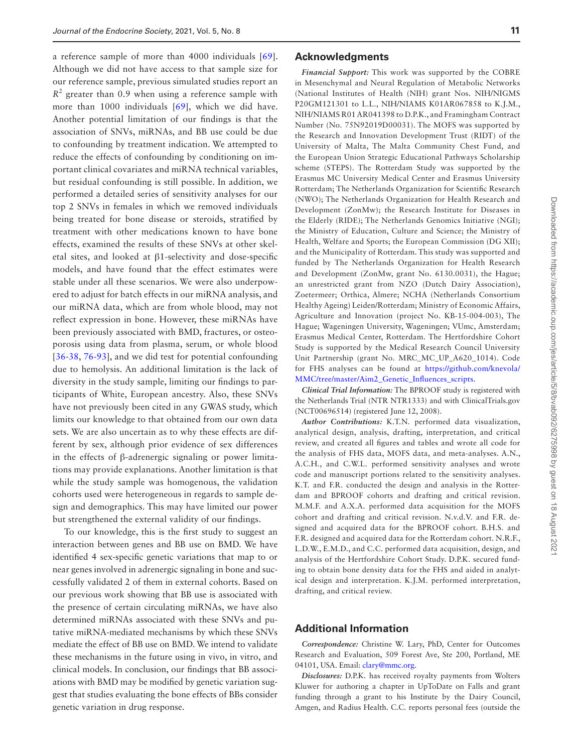a reference sample of more than 4000 individuals [69]. Although we did not have access to that sample size for our reference sample, previous simulated studies report an $R^2$ greater than 0.9 when using a reference sample with more than 1000 individuals [69], which we did have. Another potential limitation of our findings is that the association of SNVs, miRNAs, and BB use could be due to confounding by treatment indication. We attempted to reduce the effects of confounding by conditioning on important clinical covariates and miRNA technical variables, but residual confounding is still possible. In addition, we performed a detailed series of sensitivity analyses for our top 2 SNVs in females in which we removed individuals being treated for bone disease or steroids, stratified by treatment with other medications known to have bone effects, examined the results of these SNVs at other skeletal sites, and looked at β1-selectivity and dose-specific models, and have found that the effect estimates were stable under all these scenarios. We were also underpowered to adjust for batch effects in our miRNA analysis, and our miRNA data, which are from whole blood, may not reflect expression in bone. However, these miRNAs have been previously associated with BMD, fractures, or osteoporosis using data from plasma, serum, or whole blood [36-38, 76-93], and we did test for potential confounding due to hemolysis. An additional limitation is the lack of diversity in the study sample, limiting our findings to participants of White, European ancestry. Also, these SNVs have not previously been cited in any GWAS study, which limits our knowledge to that obtained from our own data sets. We are also uncertain as to why these effects are different by sex, although prior evidence of sex differences in the effects of β-adrenergic signaling or power limitations may provide explanations. Another limitation is that while the study sample was homogenous, the validation cohorts used were heterogeneous in regards to sample design and demographics. This may have limited our power but strengthened the external validity of our findings.

To our knowledge, this is the first study to suggest an interaction between genes and BB use on BMD. We have identified 4 sex-specific genetic variations that map to or near genes involved in adrenergic signaling in bone and successfully validated 2 of them in external cohorts. Based on our previous work showing that BB use is associated with the presence of certain circulating miRNAs, we have also determined miRNAs associated with these SNVs and putative miRNA-mediated mechanisms by which these SNVs mediate the effect of BB use on BMD. We intend to validate these mechanisms in the future using in vivo, in vitro, and clinical models. In conclusion, our findings that BB associations with BMD may be modified by genetic variation suggest that studies evaluating the bone effects of BBs consider genetic variation in drug response.

## Acknowledgments

*Financial Support:* This work was supported by the COBRE in Mesenchymal and Neural Regulation of Metabolic Networks (National Institutes of Health (NIH) grant Nos. NIH/NIGMS P20GM121301 to L.L., NIH/NIAMS K01AR067858 to K.J.M., NIH/NIAMS R01 AR041398 to D.P.K., and Framingham Contract Number (No. 75N92019D00031). The MOFS was supported by the Research and Innovation Development Trust (RIDT) of the University of Malta, The Malta Community Chest Fund, and the European Union Strategic Educational Pathways Scholarship scheme (STEPS). The Rotterdam Study was supported by the Erasmus MC University Medical Center and Erasmus University Rotterdam; The Netherlands Organization for Scientific Research (NWO); The Netherlands Organization for Health Research and Development (ZonMw); the Research Institute for Diseases in the Elderly (RIDE); The Netherlands Genomics Initiative (NGI); the Ministry of Education, Culture and Science; the Ministry of Health, Welfare and Sports; the European Commission (DG XII); and the Municipality of Rotterdam. This study was supported and funded by The Netherlands Organization for Health Research and Development (ZonMw, grant No. 6130.0031), the Hague; an unrestricted grant from NZO (Dutch Dairy Association), Zoetermeer; Orthica, Almere; NCHA (Netherlands Consortium Healthy Ageing) Leiden/Rotterdam; Ministry of Economic Affairs, Agriculture and Innovation (project No. KB-15-004-003), The Hague; Wageningen University, Wageningen; VUmc, Amsterdam; Erasmus Medical Center, Rotterdam. The Hertfordshire Cohort Study is supported by the Medical Research Council University Unit Partnership (grant No. MRC_MC_UP_A620_1014). Code for FHS analyses can be found at https://github.com/knevola/MMC/tree/master/Aim2_Genetic_Influences_scripts.

*Clinical Trial Information:* The BPROOF study is registered with the Netherlands Trial (NTR NTR1333) and with ClinicalTrials.gov (NCT00696514) (registered June 12, 2008).

*Author Contributions:* K.T.N. performed data visualization, analytical design, analysis, drafting, interpretation, and critical review, and created all figures and tables and wrote all code for the analysis of FHS data, MOFS data, and meta-analyses. A.N., A.C.H., and C.W.L. performed sensitivity analyses and wrote code and manuscript portions related to the sensitivity analyses. K.T. and F.R. conducted the design and analysis in the Rotterdam and BPROOF cohorts and drafting and critical revision. M.M.F. and A.X.A. performed data acquisition for the MOFS cohort and drafting and critical revision. N.v.d.V. and F.R. designed and acquired data for the BPROOF cohort. B.H.S. and F.R. designed and acquired data for the Rotterdam cohort. N.R.F., L.D.W., E.M.D., and C.C. performed data acquisition, design, and analysis of the Hertfordshire Cohort Study. D.P.K. secured funding to obtain bone density data for the FHS and aided in analytical design and interpretation. K.J.M. performed interpretation, drafting, and critical review.

## Additional Information

*Correspondence:* Christine W. Lary, PhD, Center for Outcomes Research and Evaluation, 509 Forest Ave, Ste 200, Portland, ME 04101, USA. Email: clary@mmc.org.

*Disclosures:* D.P.K. has received royalty payments from Wolters Kluwer for authoring a chapter in UpToDate on Falls and grant funding through a grant to his Institute by the Dairy Council, Amgen, and Radius Health. C.C. reports personal fees (outside the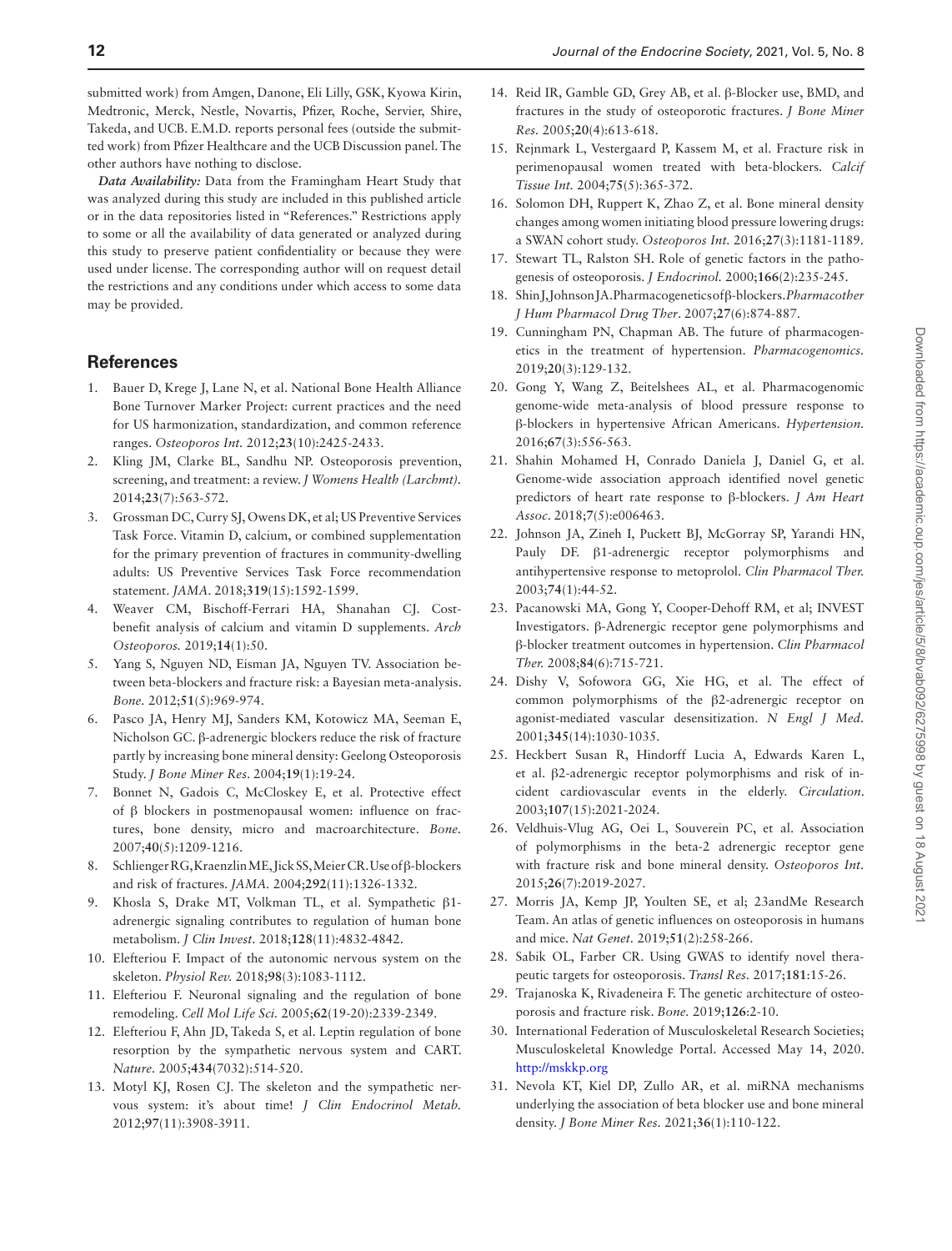submitted work) from Amgen, Danone, Eli Lilly, GSK, Kyowa Kirin, Medtronic, Merck, Nestle, Novartis, Pfizer, Roche, Servier, Shire, Takeda, and UCB. E.M.D. reports personal fees (outside the submitted work) from Pfizer Healthcare and the UCB Discussion panel. The other authors have nothing to disclose.

***Data Availability:*** Data from the Framingham Heart Study that was analyzed during this study are included in this published article or in the data repositories listed in "References." Restrictions apply to some or all the availability of data generated or analyzed during this study to preserve patient confidentiality or because they were used under license. The corresponding author will on request detail the restrictions and any conditions under which access to some data may be provided.

## References

1. Bauer D, Krege J, Lane N, et al. National Bone Health Alliance Bone Turnover Marker Project: current practices and the need for US harmonization, standardization, and common reference ranges. *Osteoporos Int.* 2012;**23**(10):2425-2433.
2. Kling JM, Clarke BL, Sandhu NP. Osteoporosis prevention, screening, and treatment: a review. *J Womens Health (Larchmt).* 2014;**23**(7):563-572.
3. Grossman DC, Curry SJ, Owens DK, et al; US Preventive Services Task Force. Vitamin D, calcium, or combined supplementation for the primary prevention of fractures in community-dwelling adults: US Preventive Services Task Force recommendation statement. *JAMA.* 2018;**319**(15):1592-1599.
4. Weaver CM, Bischoff-Ferrari HA, Shanahan CJ. Cost-benefit analysis of calcium and vitamin D supplements. *Arch Osteoporos.* 2019;**14**(1):50.
5. Yang S, Nguyen ND, Eisman JA, Nguyen TV. Association between beta-blockers and fracture risk: a Bayesian meta-analysis. *Bone.* 2012;**51**(5):969-974.
6. Pasco JA, Henry MJ, Sanders KM, Kotowicz MA, Seeman E, Nicholson GC. β-adrenergic blockers reduce the risk of fracture partly by increasing bone mineral density: Geelong Osteoporosis Study. *J Bone Miner Res.* 2004;**19**(1):19-24.
7. Bonnet N, Gadois C, McCloskey E, et al. Protective effect of β blockers in postmenopausal women: influence on fractures, bone density, micro and macroarchitecture. *Bone.* 2007;**40**(5):1209-1216.
8. Schlienger RG, Kraenzlin ME, Jick SS, Meier CR. Use of β-blockers and risk of fractures. *JAMA.* 2004;**292**(11):1326-1332.
9. Khosla S, Drake MT, Volkman TL, et al. Sympathetic β1-adrenergic signaling contributes to regulation of human bone metabolism. *J Clin Invest.* 2018;**128**(11):4832-4842.
10. Elefteriou F. Impact of the autonomic nervous system on the skeleton. *Physiol Rev.* 2018;**98**(3):1083-1112.
11. Elefteriou F. Neuronal signaling and the regulation of bone remodeling. *Cell Mol Life Sci.* 2005;**62**(19-20):2339-2349.
12. Elefteriou F, Ahn JD, Takeda S, et al. Leptin regulation of bone resorption by the sympathetic nervous system and CART. *Nature.* 2005;**434**(7032):514-520.
13. Motyl KJ, Rosen CJ. The skeleton and the sympathetic nervous system: it's about time! *J Clin Endocrinol Metab.* 2012;**97**(11):3908-3911.
14. Reid IR, Gamble GD, Grey AB, et al. β-Blocker use, BMD, and fractures in the study of osteoporotic fractures. *J Bone Miner Res.* 2005;**20**(4):613-618.
15. Rejnmark L, Vestergaard P, Kassem M, et al. Fracture risk in perimenopausal women treated with beta-blockers. *Calcif Tissue Int.* 2004;**75**(5):365-372.
16. Solomon DH, Ruppert K, Zhao Z, et al. Bone mineral density changes among women initiating blood pressure lowering drugs: a SWAN cohort study. *Osteoporos Int.* 2016;**27**(3):1181-1189.
17. Stewart TL, Ralston SH. Role of genetic factors in the pathogenesis of osteoporosis. *J Endocrinol.* 2000;**166**(2):235-245.
18. Shin J, Johnson JA. Pharmacogenetics of β-blockers. *Pharmacother J Hum Pharmacol Drug Ther.* 2007;**27**(6):874-887.
19. Cunningham PN, Chapman AB. The future of pharmacogenetics in the treatment of hypertension. *Pharmacogenomics.* 2019;**20**(3):129-132.
20. Gong Y, Wang Z, Beitelshees AL, et al. Pharmacogenomic genome-wide meta-analysis of blood pressure response to β-blockers in hypertensive African Americans. *Hypertension.* 2016;**67**(3):556-563.
21. Shahin Mohamed H, Conrado Daniela J, Daniel G, et al. Genome-wide association approach identified novel genetic predictors of heart rate response to β-blockers. *J Am Heart Assoc.* 2018;**7**(5):e006463.
22. Johnson JA, Zineh I, Puckett BJ, McGorray SP, Yarandi HN, Pauly DF. β1-adrenergic receptor polymorphisms and antihypertensive response to metoprolol. *Clin Pharmacol Ther.* 2003;**74**(1):44-52.
23. Pacanowski MA, Gong Y, Cooper-Dehoff RM, et al; INVEST Investigators. β-Adrenergic receptor gene polymorphisms and β-blocker treatment outcomes in hypertension. *Clin Pharmacol Ther.* 2008;**84**(6):715-721.
24. Dishy V, Sofowora GG, Xie HG, et al. The effect of common polymorphisms of the β2-adrenergic receptor on agonist-mediated vascular desensitization. *N Engl J Med.* 2001;**345**(14):1030-1035.
25. Heckbert Susan R, Hindorff Lucia A, Edwards Karen L, et al. β2-adrenergic receptor polymorphisms and risk of incident cardiovascular events in the elderly. *Circulation.* 2003;**107**(15):2021-2024.
26. Veldhuis-Vlug AG, Oei L, Souverein PC, et al. Association of polymorphisms in the beta-2 adrenergic receptor gene with fracture risk and bone mineral density. *Osteoporos Int.* 2015;**26**(7):2019-2027.
27. Morris JA, Kemp JP, Youlten SE, et al; 23andMe Research Team. An atlas of genetic influences on osteoporosis in humans and mice. *Nat Genet.* 2019;**51**(2):258-266.
28. Sabik OL, Farber CR. Using GWAS to identify novel therapeutic targets for osteoporosis. *Transl Res.* 2017;**181**:15-26.
29. Trajanoska K, Rivadeneira F. The genetic architecture of osteoporosis and fracture risk. *Bone.* 2019;**126**:2-10.
30. International Federation of Musculoskeletal Research Societies; Musculoskeletal Knowledge Portal. Accessed May 14, 2020. http://mskkp.org
31. Nevola KT, Kiel DP, Zullo AR, et al. miRNA mechanisms underlying the association of beta blocker use and bone mineral density. *J Bone Miner Res.* 2021;**36**(1):110-122.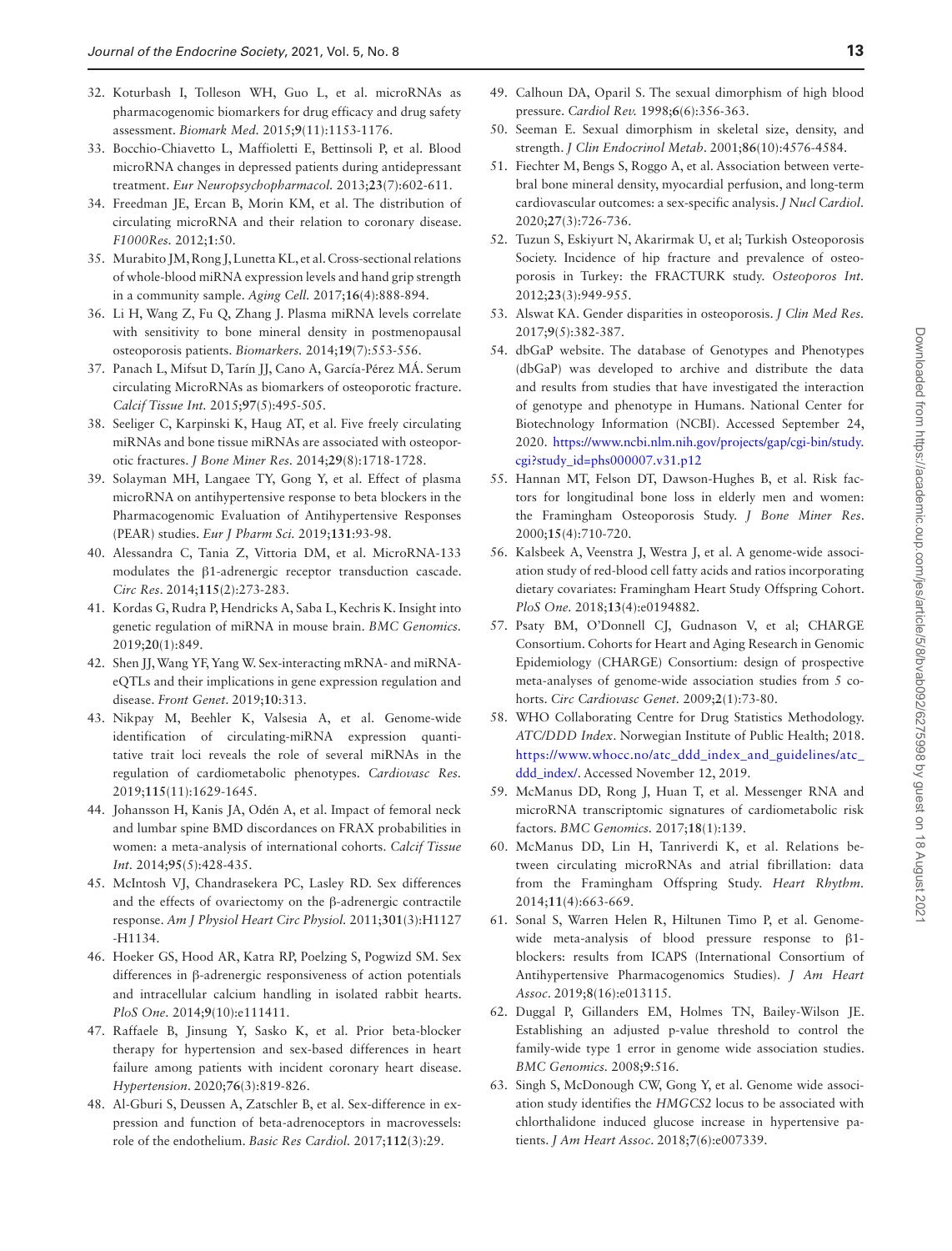32. Koturbash I, Tolleson WH, Guo L, et al. microRNAs as pharmacogenomic biomarkers for drug efficacy and drug safety assessment. *Biomark Med*. 2015;**9**(11):1153-1176.
33. Bocchio-Chiavetto L, Maffioletti E, Bettinsoli P, et al. Blood microRNA changes in depressed patients during antidepressant treatment. *Eur Neuropsychopharmacol*. 2013;**23**(7):602-611.
34. Freedman JE, Ercan B, Morin KM, et al. The distribution of circulating microRNA and their relation to coronary disease. *F1000Res*. 2012;**1**:50.
35. Murabito JM, Rong J, Lunetta KL, et al. Cross-sectional relations of whole-blood miRNA expression levels and hand grip strength in a community sample. *Aging Cell*. 2017;**16**(4):888-894.
36. Li H, Wang Z, Fu Q, Zhang J. Plasma miRNA levels correlate with sensitivity to bone mineral density in postmenopausal osteoporosis patients. *Biomarkers*. 2014;**19**(7):553-556.
37. Panach L, Mifsut D, Tarín JJ, Cano A, García-Pérez MÁ. Serum circulating MicroRNAs as biomarkers of osteoporotic fracture. *Calcif Tissue Int*. 2015;**97**(5):495-505.
38. Seeliger C, Karpinski K, Haug AT, et al. Five freely circulating miRNAs and bone tissue miRNAs are associated with osteoporotic fractures. *J Bone Miner Res*. 2014;**29**(8):1718-1728.
39. Solayman MH, Langaee TY, Gong Y, et al. Effect of plasma microRNA on antihypertensive response to beta blockers in the Pharmacogenomic Evaluation of Antihypertensive Responses (PEAR) studies. *Eur J Pharm Sci*. 2019;**131**:93-98.
40. Alessandra C, Tania Z, Vittoria DM, et al. MicroRNA-133 modulates the β1-adrenergic receptor transduction cascade. *Circ Res*. 2014;**115**(2):273-283.
41. Kordas G, Rudra P, Hendricks A, Saba L, Kechris K. Insight into genetic regulation of miRNA in mouse brain. *BMC Genomics*. 2019;**20**(1):849.
42. Shen JJ, Wang YF, Yang W. Sex-interacting mRNA- and miRNA-eQTLs and their implications in gene expression regulation and disease. *Front Genet*. 2019;**10**:313.
43. Nikpay M, Beehler K, Valsesia A, et al. Genome-wide identification of circulating-miRNA expression quantitative trait loci reveals the role of several miRNAs in the regulation of cardiometabolic phenotypes. *Cardiovasc Res*. 2019;**115**(11):1629-1645.
44. Johansson H, Kanis JA, Odén A, et al. Impact of femoral neck and lumbar spine BMD discordances on FRAX probabilities in women: a meta-analysis of international cohorts. *Calcif Tissue Int*. 2014;**95**(5):428-435.
45. McIntosh VJ, Chandrasekera PC, Lasley RD. Sex differences and the effects of ovariectomy on the β-adrenergic contractile response. *Am J Physiol Heart Circ Physiol*. 2011;**301**(3):H1127-H1134.
46. Hoeker GS, Hood AR, Katra RP, Poelzing S, Pogwizd SM. Sex differences in β-adrenergic responsiveness of action potentials and intracellular calcium handling in isolated rabbit hearts. *PloS One*. 2014;**9**(10):e111411.
47. Raffaele B, Jinsung Y, Sasko K, et al. Prior beta-blocker therapy for hypertension and sex-based differences in heart failure among patients with incident coronary heart disease. *Hypertension*. 2020;**76**(3):819-826.
48. Al-Gburi S, Deussen A, Zatschler B, et al. Sex-difference in expression and function of beta-adrenoceptors in macrovessels: role of the endothelium. *Basic Res Cardiol*. 2017;**112**(3):29.
49. Calhoun DA, Oparil S. The sexual dimorphism of high blood pressure. *Cardiol Rev*. 1998;**6**(6):356-363.
50. Seeman E. Sexual dimorphism in skeletal size, density, and strength. *J Clin Endocrinol Metab*. 2001;**86**(10):4576-4584.
51. Fiechter M, Bengs S, Roggo A, et al. Association between vertebral bone mineral density, myocardial perfusion, and long-term cardiovascular outcomes: a sex-specific analysis. *J Nucl Cardiol*. 2020;**27**(3):726-736.
52. Tuzun S, Eskiyurt N, Akarirmak U, et al; Turkish Osteoporosis Society. Incidence of hip fracture and prevalence of osteoporosis in Turkey: the FRACTURK study. *Osteoporos Int*. 2012;**23**(3):949-955.
53. Alswat KA. Gender disparities in osteoporosis. *J Clin Med Res*. 2017;**9**(5):382-387.
54. dbGaP website. The database of Genotypes and Phenotypes (dbGaP) was developed to archive and distribute the data and results from studies that have investigated the interaction of genotype and phenotype in Humans. National Center for Biotechnology Information (NCBI). Accessed September 24, 2020. https://www.ncbi.nlm.nih.gov/projects/gap/cgi-bin/study.cgi?study_id=phs000007.v31.p12
55. Hannan MT, Felson DT, Dawson-Hughes B, et al. Risk factors for longitudinal bone loss in elderly men and women: the Framingham Osteoporosis Study. *J Bone Miner Res*. 2000;**15**(4):710-720.
56. Kalsbeek A, Veenstra J, Westra J, et al. A genome-wide association study of red-blood cell fatty acids and ratios incorporating dietary covariates: Framingham Heart Study Offspring Cohort. *PloS One*. 2018;**13**(4):e0194882.
57. Psaty BM, O'Donnell CJ, Gudnason V, et al; CHARGE Consortium. Cohorts for Heart and Aging Research in Genomic Epidemiology (CHARGE) Consortium: design of prospective meta-analyses of genome-wide association studies from 5 cohorts. *Circ Cardiovasc Genet*. 2009;**2**(1):73-80.
58. WHO Collaborating Centre for Drug Statistics Methodology. *ATC/DDD Index*. Norwegian Institute of Public Health; 2018. https://www.whocc.no/atc_ddd_index_and_guidelines/atc_ddd_index/. Accessed November 12, 2019.
59. McManus DD, Rong J, Huan T, et al. Messenger RNA and microRNA transcriptomic signatures of cardiometabolic risk factors. *BMC Genomics*. 2017;**18**(1):139.
60. McManus DD, Lin H, Tanriverdi K, et al. Relations between circulating microRNAs and atrial fibrillation: data from the Framingham Offspring Study. *Heart Rhythm*. 2014;**11**(4):663-669.
61. Sonal S, Warren Helen R, Hiltunen Timo P, et al. Genome-wide meta-analysis of blood pressure response to β1-blockers: results from ICAPS (International Consortium of Antihypertensive Pharmacogenomics Studies). *J Am Heart Assoc*. 2019;**8**(16):e013115.
62. Duggal P, Gillanders EM, Holmes TN, Bailey-Wilson JE. Establishing an adjusted p-value threshold to control the family-wide type 1 error in genome wide association studies. *BMC Genomics*. 2008;**9**:516.
63. Singh S, McDonough CW, Gong Y, et al. Genome wide association study identifies the *HMGCS2* locus to be associated with chlorthalidone induced glucose increase in hypertensive patients. *J Am Heart Assoc*. 2018;**7**(6):e007339.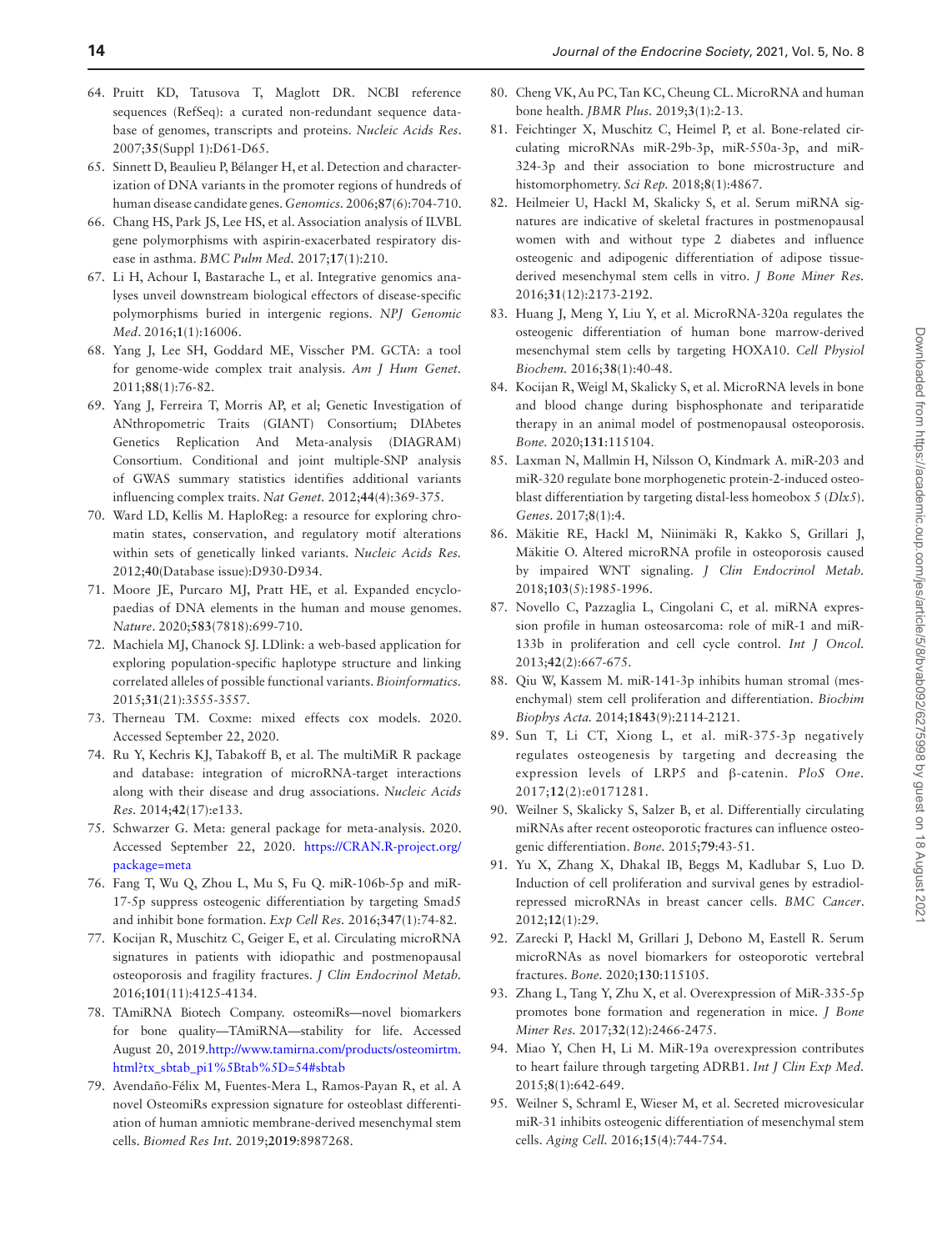64. Pruitt KD, Tatusova T, Maglott DR. NCBI reference sequences (RefSeq): a curated non-redundant sequence database of genomes, transcripts and proteins. *Nucleic Acids Res.* 2007;**35**(Suppl 1):D61-D65.
65. Sinnett D, Beaulieu P, Bélanger H, et al. Detection and characterization of DNA variants in the promoter regions of hundreds of human disease candidate genes. *Genomics.* 2006;**87**(6):704-710.
66. Chang HS, Park JS, Lee HS, et al. Association analysis of ILVBL gene polymorphisms with aspirin-exacerbated respiratory disease in asthma. *BMC Pulm Med.* 2017;**17**(1):210.
67. Li H, Achour I, Bastarache L, et al. Integrative genomics analyses unveil downstream biological effectors of disease-specific polymorphisms buried in intergenic regions. *NPJ Genomic Med.* 2016;**1**(1):16006.
68. Yang J, Lee SH, Goddard ME, Visscher PM. GCTA: a tool for genome-wide complex trait analysis. *Am J Hum Genet.* 2011;**88**(1):76-82.
69. Yang J, Ferreira T, Morris AP, et al; Genetic Investigation of ANthropometric Traits (GIANT) Consortium; DIAbetes Genetics Replication And Meta-analysis (DIAGRAM) Consortium. Conditional and joint multiple-SNP analysis of GWAS summary statistics identifies additional variants influencing complex traits. *Nat Genet.* 2012;**44**(4):369-375.
70. Ward LD, Kellis M. HaploReg: a resource for exploring chromatin states, conservation, and regulatory motif alterations within sets of genetically linked variants. *Nucleic Acids Res.* 2012;**40**(Database issue):D930-D934.
71. Moore JE, Purcaro MJ, Pratt HE, et al. Expanded encyclopaedias of DNA elements in the human and mouse genomes. *Nature.* 2020;**583**(7818):699-710.
72. Machiela MJ, Chanock SJ. LDlink: a web-based application for exploring population-specific haplotype structure and linking correlated alleles of possible functional variants. *Bioinformatics.* 2015;**31**(21):3555-3557.
73. Therneau TM. Coxme: mixed effects cox models. 2020. Accessed September 22, 2020.
74. Ru Y, Kechris KJ, Tabakoff B, et al. The multiMiR R package and database: integration of microRNA-target interactions along with their disease and drug associations. *Nucleic Acids Res.* 2014;**42**(17):e133.
75. Schwarzer G. Meta: general package for meta-analysis. 2020. Accessed September 22, 2020. https://CRAN.R-project.org/package=meta
76. Fang T, Wu Q, Zhou L, Mu S, Fu Q. miR-106b-5p and miR-17-5p suppress osteogenic differentiation by targeting Smad5 and inhibit bone formation. *Exp Cell Res.* 2016;**347**(1):74-82.
77. Kocijan R, Muschitz C, Geiger E, et al. Circulating microRNA signatures in patients with idiopathic and postmenopausal osteoporosis and fragility fractures. *J Clin Endocrinol Metab.* 2016;**101**(11):4125-4134.
78. TAmiRNA Biotech Company. osteomiRs—novel biomarkers for bone quality—TAmiRNA—stability for life. Accessed August 20, 2019.http://www.tamirna.com/products/osteomirtm.html?tx_sbtab_pi1%5Btab%5D=54#sbtab
79. Avendaño-Félix M, Fuentes-Mera L, Ramos-Payan R, et al. A novel OsteomiRs expression signature for osteoblast differentiation of human amniotic membrane-derived mesenchymal stem cells. *Biomed Res Int.* 2019;**2019**:8987268.
80. Cheng VK, Au PC, Tan KC, Cheung CL. MicroRNA and human bone health. *JBMR Plus.* 2019;**3**(1):2-13.
81. Feichtinger X, Muschitz C, Heimel P, et al. Bone-related circulating microRNAs miR-29b-3p, miR-550a-3p, and miR-324-3p and their association to bone microstructure and histomorphometry. *Sci Rep.* 2018;**8**(1):4867.
82. Heilmeier U, Hackl M, Skalicky S, et al. Serum miRNA signatures are indicative of skeletal fractures in postmenopausal women with and without type 2 diabetes and influence osteogenic and adipogenic differentiation of adipose tissue-derived mesenchymal stem cells in vitro. *J Bone Miner Res.* 2016;**31**(12):2173-2192.
83. Huang J, Meng Y, Liu Y, et al. MicroRNA-320a regulates the osteogenic differentiation of human bone marrow-derived mesenchymal stem cells by targeting HOXA10. *Cell Physiol Biochem.* 2016;**38**(1):40-48.
84. Kocijan R, Weigl M, Skalicky S, et al. MicroRNA levels in bone and blood change during bisphosphonate and teriparatide therapy in an animal model of postmenopausal osteoporosis. *Bone.* 2020;**131**:115104.
85. Laxman N, Mallmin H, Nilsson O, Kindmark A. miR-203 and miR-320 regulate bone morphogenetic protein-2-induced osteoblast differentiation by targeting distal-less homeobox 5 (*Dlx5*). *Genes.* 2017;**8**(1):4.
86. Mäkitie RE, Hackl M, Niinimäki R, Kakko S, Grillari J, Mäkitie O. Altered microRNA profile in osteoporosis caused by impaired WNT signaling. *J Clin Endocrinol Metab.* 2018;**103**(5):1985-1996.
87. Novello C, Pazzaglia L, Cingolani C, et al. miRNA expression profile in human osteosarcoma: role of miR-1 and miR-133b in proliferation and cell cycle control. *Int J Oncol.* 2013;**42**(2):667-675.
88. Qiu W, Kassem M. miR-141-3p inhibits human stromal (mesenchymal) stem cell proliferation and differentiation. *Biochim Biophys Acta.* 2014;**1843**(9):2114-2121.
89. Sun T, Li CT, Xiong L, et al. miR-375-3p negatively regulates osteogenesis by targeting and decreasing the expression levels of LRP5 and β-catenin. *PloS One.* 2017;**12**(2):e0171281.
90. Weilner S, Skalicky S, Salzer B, et al. Differentially circulating miRNAs after recent osteoporotic fractures can influence osteogenic differentiation. *Bone.* 2015;**79**:43-51.
91. Yu X, Zhang X, Dhakal IB, Beggs M, Kadlubar S, Luo D. Induction of cell proliferation and survival genes by estradiol-repressed microRNAs in breast cancer cells. *BMC Cancer.* 2012;**12**(1):29.
92. Zarecki P, Hackl M, Grillari J, Debono M, Eastell R. Serum microRNAs as novel biomarkers for osteoporotic vertebral fractures. *Bone.* 2020;**130**:115105.
93. Zhang L, Tang Y, Zhu X, et al. Overexpression of MiR-335-5p promotes bone formation and regeneration in mice. *J Bone Miner Res.* 2017;**32**(12):2466-2475.
94. Miao Y, Chen H, Li M. MiR-19a overexpression contributes to heart failure through targeting ADRB1. *Int J Clin Exp Med.* 2015;**8**(1):642-649.
95. Weilner S, Schraml E, Wieser M, et al. Secreted microvesicular miR-31 inhibits osteogenic differentiation of mesenchymal stem cells. *Aging Cell.* 2016;**15**(4):744-754.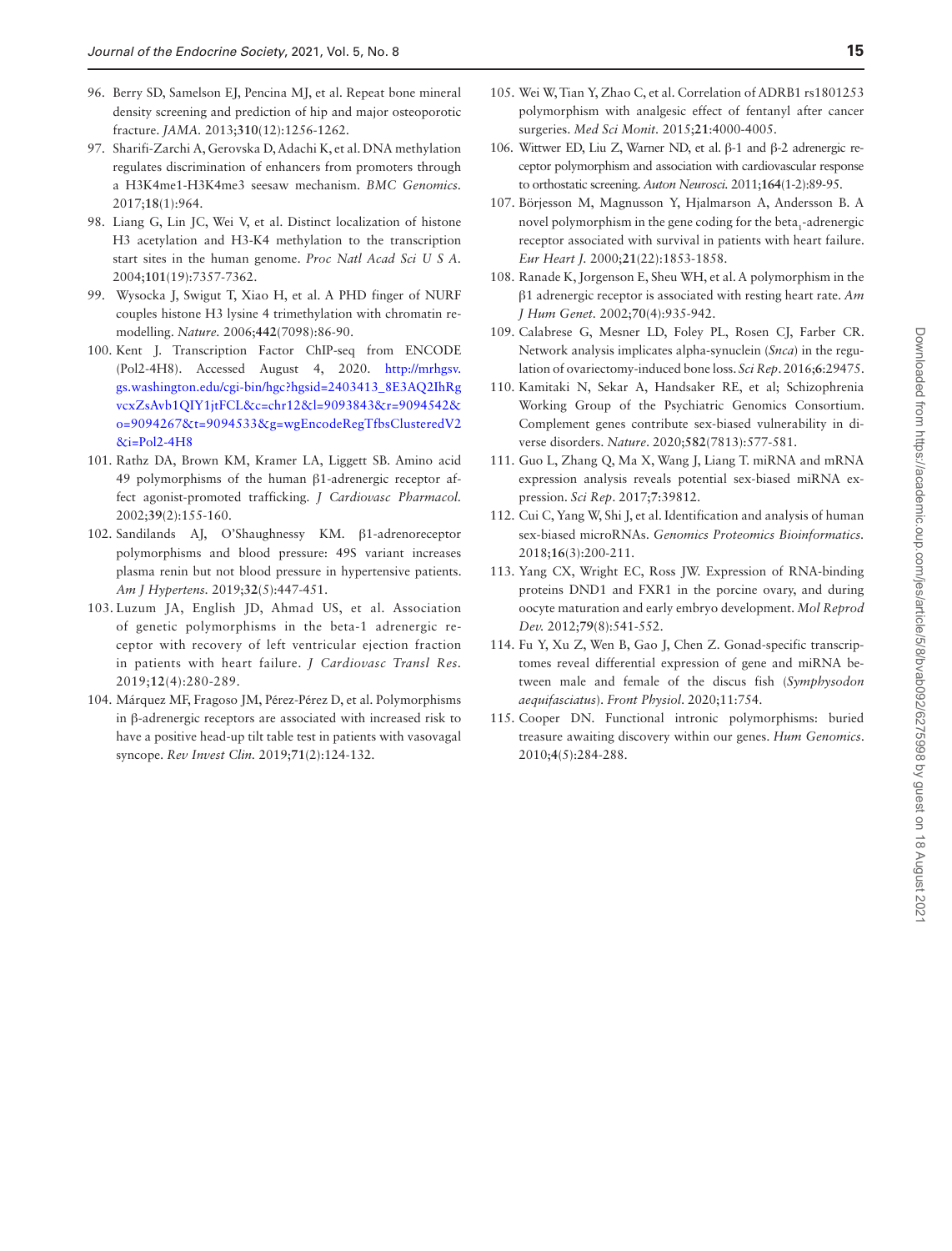96. Berry SD, Samelson EJ, Pencina MJ, et al. Repeat bone mineral density screening and prediction of hip and major osteoporotic fracture. *JAMA.* 2013;**310**(12):1256-1262.
97. Sharifi-Zarchi A, Gerovska D, Adachi K, et al. DNA methylation regulates discrimination of enhancers from promoters through a H3K4me1-H3K4me3 seesaw mechanism. *BMC Genomics.* 2017;**18**(1):964.
98. Liang G, Lin JC, Wei V, et al. Distinct localization of histone H3 acetylation and H3-K4 methylation to the transcription start sites in the human genome. *Proc Natl Acad Sci U S A.* 2004;**101**(19):7357-7362.
99. Wysocka J, Swigut T, Xiao H, et al. A PHD finger of NURF couples histone H3 lysine 4 trimethylation with chromatin remodelling. *Nature.* 2006;**442**(7098):86-90.
100. Kent J. Transcription Factor ChIP-seq from ENCODE (Pol2-4H8). Accessed August 4, 2020. http://mrhgsv.gs.washington.edu/cgi-bin/hgc?hgsid=2403413_8E3AQ2IhRgvcxZsAvb1QIY1jtFCL&c=chr12&l=9093843&r=9094542&o=9094267&t=9094533&g=wgEncodeRegTfbsClusteredV2&i=Pol2-4H8
101. Rathz DA, Brown KM, Kramer LA, Liggett SB. Amino acid 49 polymorphisms of the human β1-adrenergic receptor affect agonist-promoted trafficking. *J Cardiovasc Pharmacol.* 2002;**39**(2):155-160.
102. Sandilands AJ, O'Shaughnessy KM. β1-adrenoreceptor polymorphisms and blood pressure: 49S variant increases plasma renin but not blood pressure in hypertensive patients. *Am J Hypertens.* 2019;**32**(5):447-451.
103. Luzum JA, English JD, Ahmad US, et al. Association of genetic polymorphisms in the beta-1 adrenergic receptor with recovery of left ventricular ejection fraction in patients with heart failure. *J Cardiovasc Transl Res.* 2019;**12**(4):280-289.
104. Márquez MF, Fragoso JM, Pérez-Pérez D, et al. Polymorphisms in β-adrenergic receptors are associated with increased risk to have a positive head-up tilt table test in patients with vasovagal syncope. *Rev Invest Clin.* 2019;**71**(2):124-132.
105. Wei W, Tian Y, Zhao C, et al. Correlation of ADRB1 rs1801253 polymorphism with analgesic effect of fentanyl after cancer surgeries. *Med Sci Monit.* 2015;**21**:4000-4005.
106. Wittwer ED, Liu Z, Warner ND, et al. β-1 and β-2 adrenergic receptor polymorphism and association with cardiovascular response to orthostatic screening. *Auton Neurosci.* 2011;**164**(1-2):89-95.
107. Börjesson M, Magnusson Y, Hjalmarson A, Andersson B. A novel polymorphism in the gene coding for the beta$_1$-adrenergic receptor associated with survival in patients with heart failure. *Eur Heart J.* 2000;**21**(22):1853-1858.
108. Ranade K, Jorgenson E, Sheu WH, et al. A polymorphism in the β1 adrenergic receptor is associated with resting heart rate. *Am J Hum Genet.* 2002;**70**(4):935-942.
109. Calabrese G, Mesner LD, Foley PL, Rosen CJ, Farber CR. Network analysis implicates alpha-synuclein (*Snca*) in the regulation of ovariectomy-induced bone loss. *Sci Rep.* 2016;**6**:29475.
110. Kamitaki N, Sekar A, Handsaker RE, et al; Schizophrenia Working Group of the Psychiatric Genomics Consortium. Complement genes contribute sex-biased vulnerability in diverse disorders. *Nature.* 2020;**582**(7813):577-581.
111. Guo L, Zhang Q, Ma X, Wang J, Liang T. miRNA and mRNA expression analysis reveals potential sex-biased miRNA expression. *Sci Rep.* 2017;**7**:39812.
112. Cui C, Yang W, Shi J, et al. Identification and analysis of human sex-biased microRNAs. *Genomics Proteomics Bioinformatics.* 2018;**16**(3):200-211.
113. Yang CX, Wright EC, Ross JW. Expression of RNA-binding proteins DND1 and FXR1 in the porcine ovary, and during oocyte maturation and early embryo development. *Mol Reprod Dev.* 2012;**79**(8):541-552.
114. Fu Y, Xu Z, Wen B, Gao J, Chen Z. Gonad-specific transcriptomes reveal differential expression of gene and miRNA between male and female of the discus fish (*Symphysodon aequifasciatus*). *Front Physiol.* 2020;11:754.
115. Cooper DN. Functional intronic polymorphisms: buried treasure awaiting discovery within our genes. *Hum Genomics.* 2010;**4**(5):284-288.